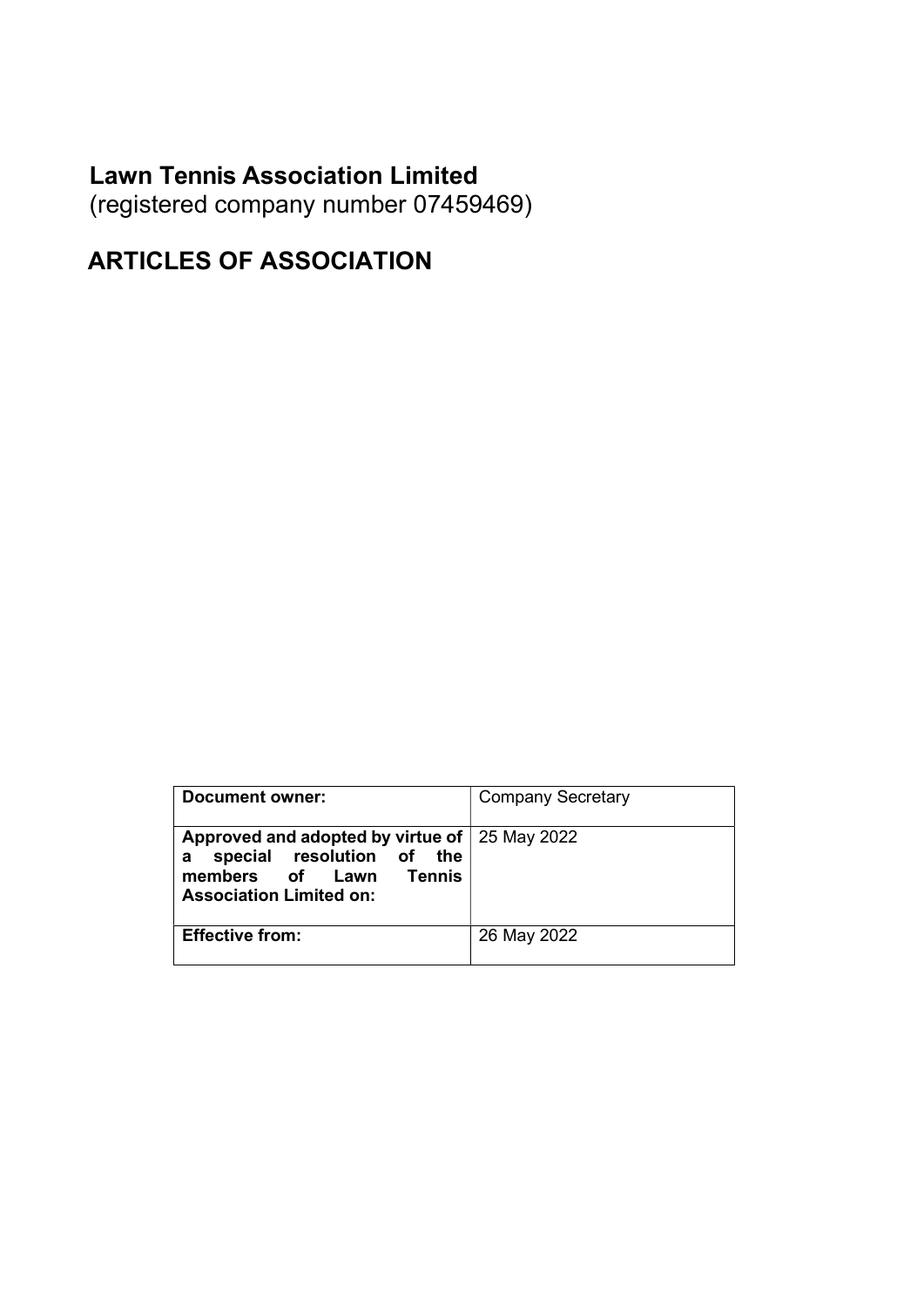# Lawn Tennis Association Limited

(registered company number 07459469)

# ARTICLES OF ASSOCIATION

| **Document owner:** | Company Secretary |
| --- | --- |
| **Approved and adopted by virtue of a special resolution of the members of Lawn Tennis Association Limited on:** | 25 May 2022 |
| **Effective from:** | 26 May 2022 |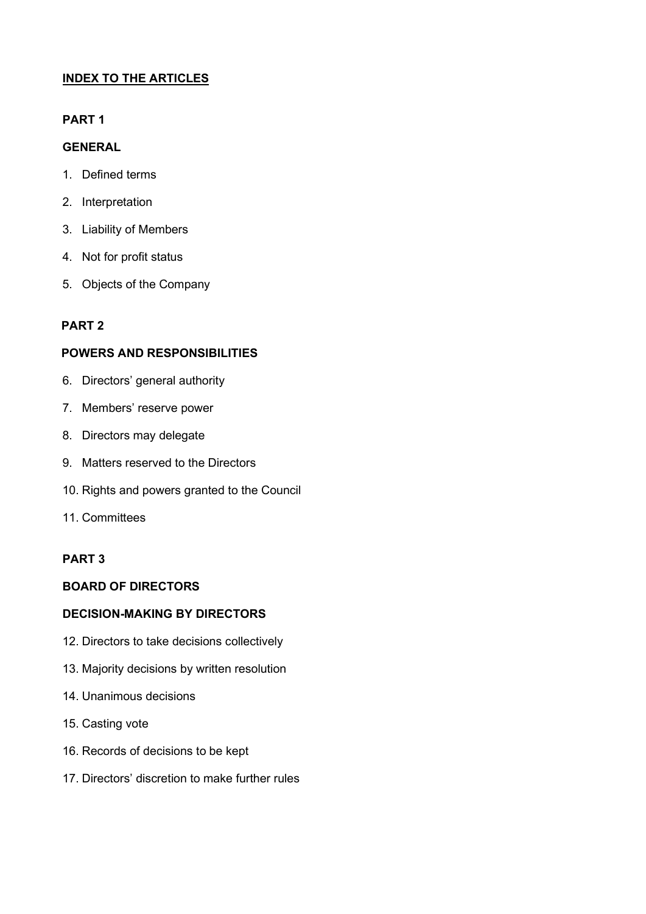# INDEX TO THE ARTICLES

## PART 1

### GENERAL

1. Defined terms
2. Interpretation
3. Liability of Members
4. Not for profit status
5. Objects of the Company

## PART 2

### POWERS AND RESPONSIBILITIES

6. Directors' general authority
7. Members' reserve power
8. Directors may delegate
9. Matters reserved to the Directors
10. Rights and powers granted to the Council
11. Committees

## PART 3

### BOARD OF DIRECTORS

### DECISION-MAKING BY DIRECTORS

12. Directors to take decisions collectively
13. Majority decisions by written resolution
14. Unanimous decisions
15. Casting vote
16. Records of decisions to be kept
17. Directors' discretion to make further rules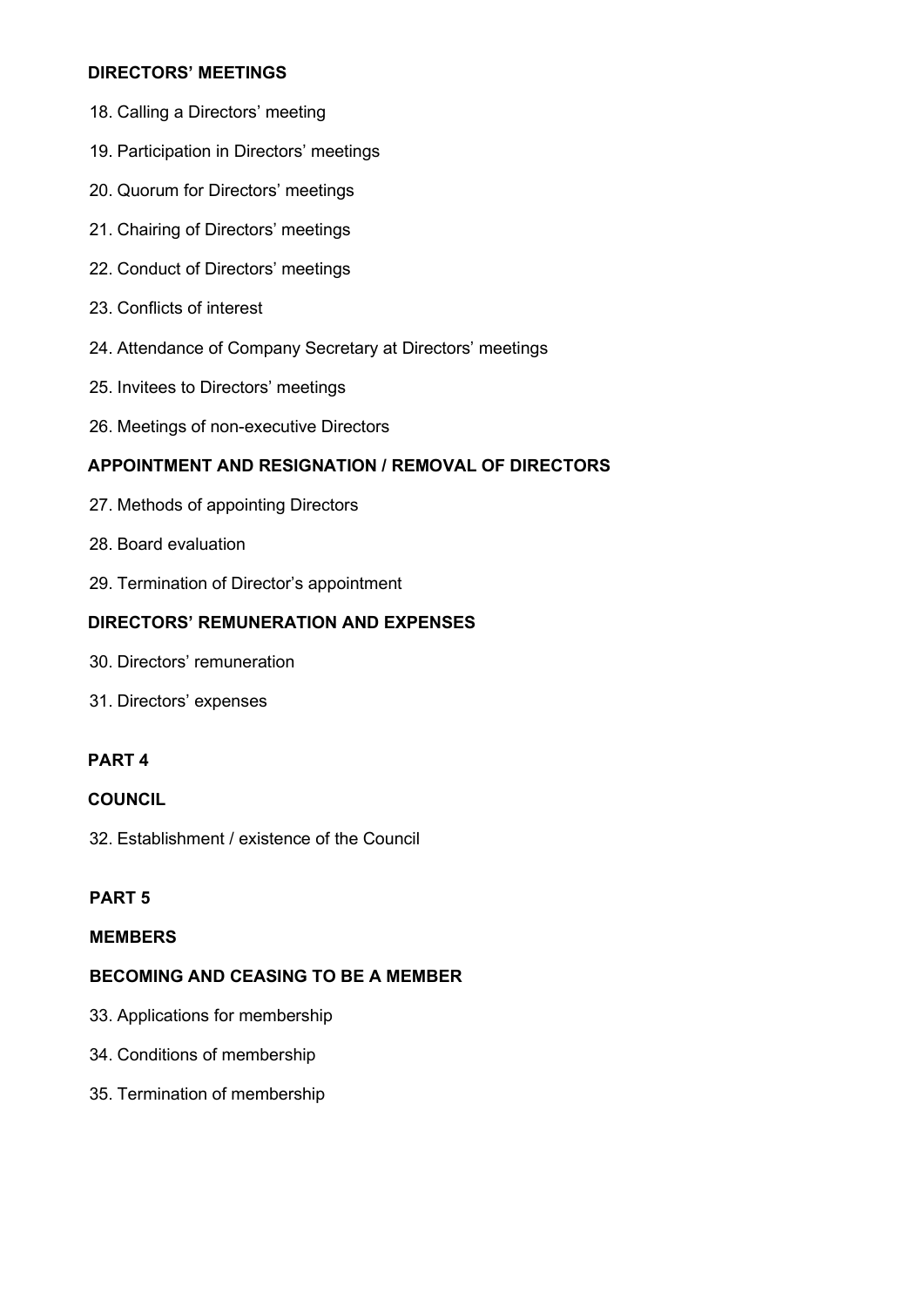**DIRECTORS' MEETINGS**

18. Calling a Directors' meeting

19. Participation in Directors' meetings

20. Quorum for Directors' meetings

21. Chairing of Directors' meetings

22. Conduct of Directors' meetings

23. Conflicts of interest

24. Attendance of Company Secretary at Directors' meetings

25. Invitees to Directors' meetings

26. Meetings of non-executive Directors

**APPOINTMENT AND RESIGNATION / REMOVAL OF DIRECTORS**

27. Methods of appointing Directors

28. Board evaluation

29. Termination of Director's appointment

**DIRECTORS' REMUNERATION AND EXPENSES**

30. Directors' remuneration

31. Directors' expenses

**PART 4**

**COUNCIL**

32. Establishment / existence of the Council

**PART 5**

**MEMBERS**

**BECOMING AND CEASING TO BE A MEMBER**

33. Applications for membership

34. Conditions of membership

35. Termination of membership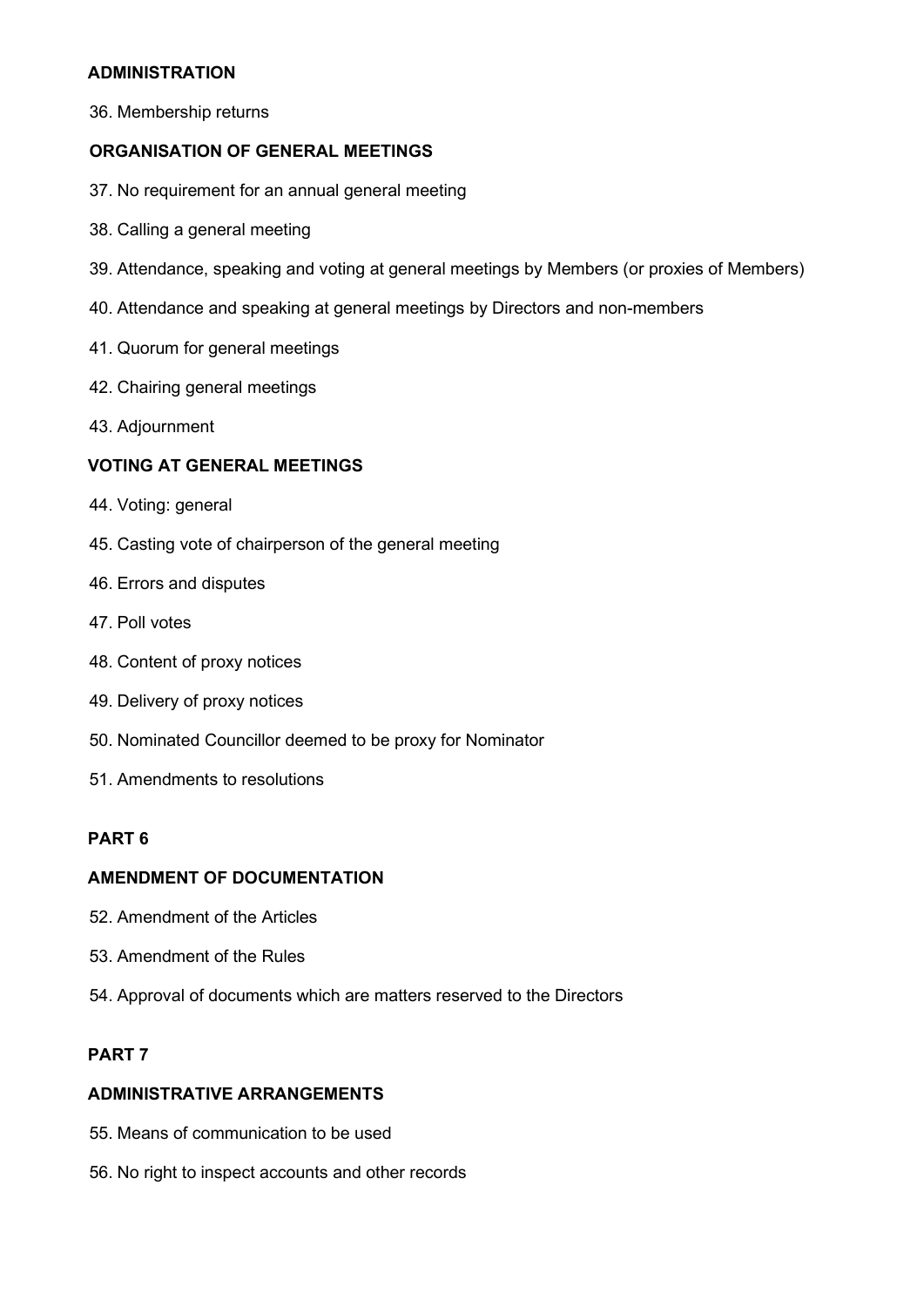**ADMINISTRATION**

36. Membership returns

**ORGANISATION OF GENERAL MEETINGS**

37. No requirement for an annual general meeting
38. Calling a general meeting
39. Attendance, speaking and voting at general meetings by Members (or proxies of Members)
40. Attendance and speaking at general meetings by Directors and non-members
41. Quorum for general meetings
42. Chairing general meetings
43. Adjournment

**VOTING AT GENERAL MEETINGS**

44. Voting: general
45. Casting vote of chairperson of the general meeting
46. Errors and disputes
47. Poll votes
48. Content of proxy notices
49. Delivery of proxy notices
50. Nominated Councillor deemed to be proxy for Nominator
51. Amendments to resolutions

**PART 6**

**AMENDMENT OF DOCUMENTATION**

52. Amendment of the Articles
53. Amendment of the Rules
54. Approval of documents which are matters reserved to the Directors

**PART 7**

**ADMINISTRATIVE ARRANGEMENTS**

55. Means of communication to be used
56. No right to inspect accounts and other records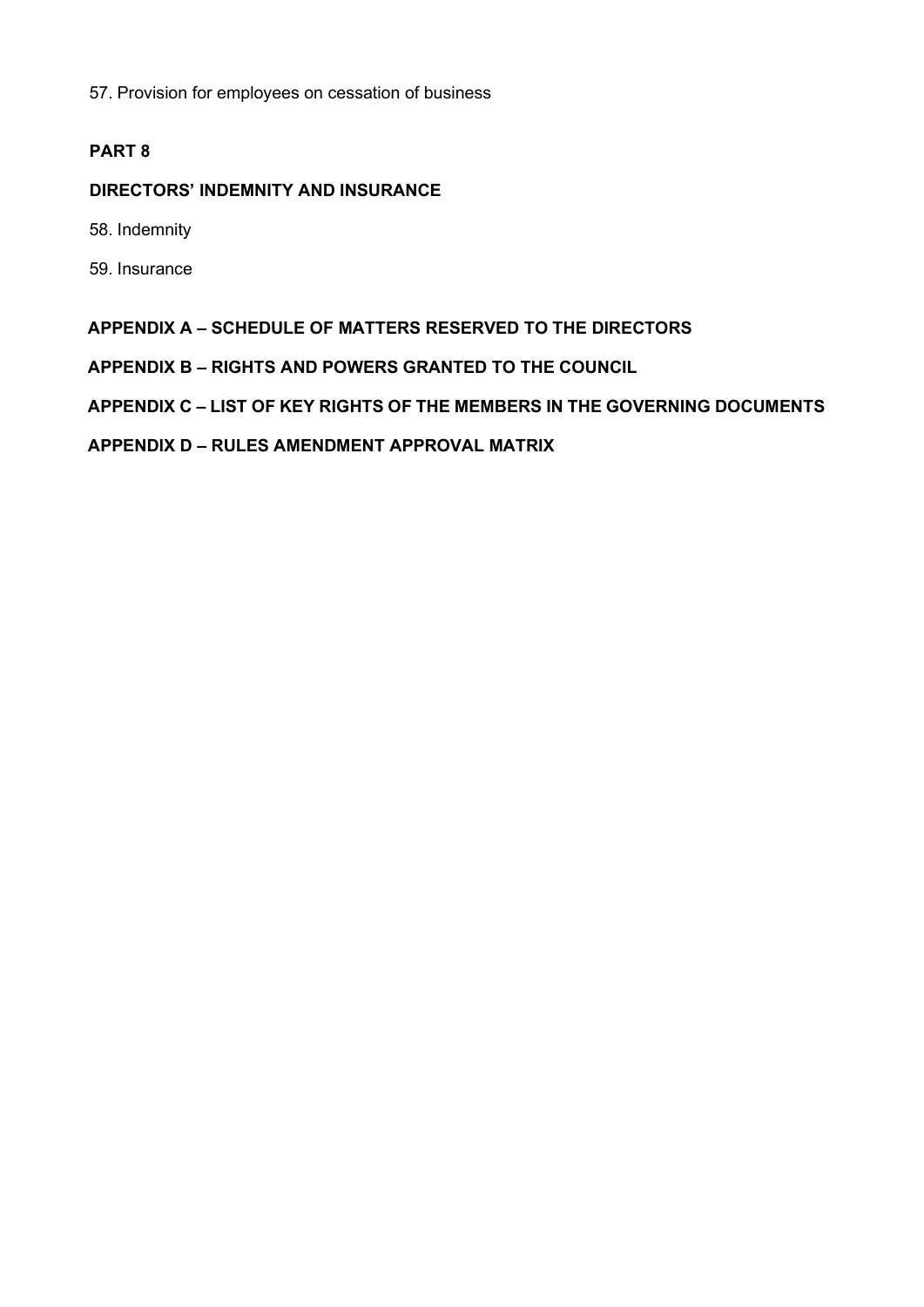57. Provision for employees on cessation of business

**PART 8**

**DIRECTORS' INDEMNITY AND INSURANCE**

58. Indemnity

59. Insurance

**APPENDIX A – SCHEDULE OF MATTERS RESERVED TO THE DIRECTORS**

**APPENDIX B – RIGHTS AND POWERS GRANTED TO THE COUNCIL**

**APPENDIX C – LIST OF KEY RIGHTS OF THE MEMBERS IN THE GOVERNING DOCUMENTS**

**APPENDIX D – RULES AMENDMENT APPROVAL MATRIX**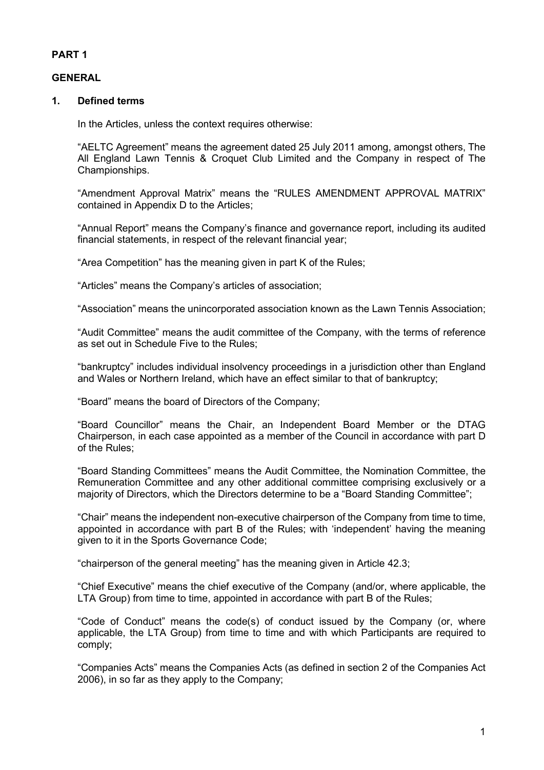**PART 1**

**GENERAL**

## 1. Defined terms

In the Articles, unless the context requires otherwise:

"AELTC Agreement" means the agreement dated 25 July 2011 among, amongst others, The All England Lawn Tennis & Croquet Club Limited and the Company in respect of The Championships.

"Amendment Approval Matrix" means the "RULES AMENDMENT APPROVAL MATRIX" contained in Appendix D to the Articles;

"Annual Report" means the Company's finance and governance report, including its audited financial statements, in respect of the relevant financial year;

"Area Competition" has the meaning given in part K of the Rules;

"Articles" means the Company's articles of association;

"Association" means the unincorporated association known as the Lawn Tennis Association;

"Audit Committee" means the audit committee of the Company, with the terms of reference as set out in Schedule Five to the Rules;

"bankruptcy" includes individual insolvency proceedings in a jurisdiction other than England and Wales or Northern Ireland, which have an effect similar to that of bankruptcy;

"Board" means the board of Directors of the Company;

"Board Councillor" means the Chair, an Independent Board Member or the DTAG Chairperson, in each case appointed as a member of the Council in accordance with part D of the Rules;

"Board Standing Committees" means the Audit Committee, the Nomination Committee, the Remuneration Committee and any other additional committee comprising exclusively or a majority of Directors, which the Directors determine to be a "Board Standing Committee";

"Chair" means the independent non-executive chairperson of the Company from time to time, appointed in accordance with part B of the Rules; with 'independent' having the meaning given to it in the Sports Governance Code;

"chairperson of the general meeting" has the meaning given in Article 42.3;

"Chief Executive" means the chief executive of the Company (and/or, where applicable, the LTA Group) from time to time, appointed in accordance with part B of the Rules;

"Code of Conduct" means the code(s) of conduct issued by the Company (or, where applicable, the LTA Group) from time to time and with which Participants are required to comply;

"Companies Acts" means the Companies Acts (as defined in section 2 of the Companies Act 2006), in so far as they apply to the Company;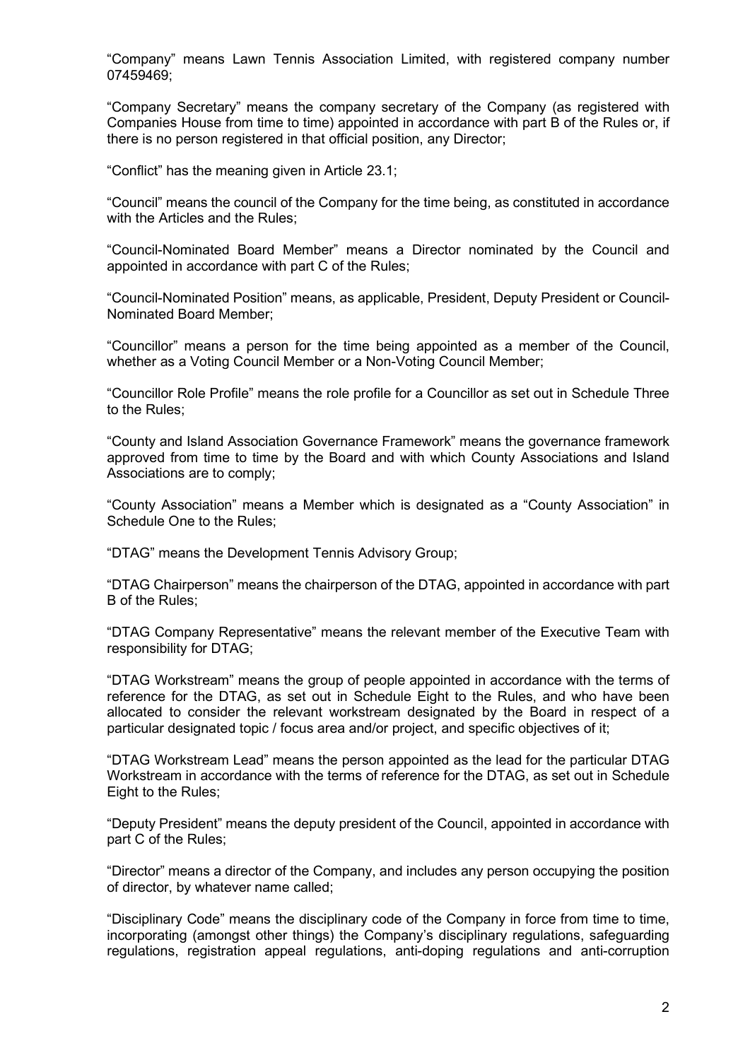"Company" means Lawn Tennis Association Limited, with registered company number 07459469;

"Company Secretary" means the company secretary of the Company (as registered with Companies House from time to time) appointed in accordance with part B of the Rules or, if there is no person registered in that official position, any Director;

"Conflict" has the meaning given in Article 23.1;

"Council" means the council of the Company for the time being, as constituted in accordance with the Articles and the Rules;

"Council-Nominated Board Member" means a Director nominated by the Council and appointed in accordance with part C of the Rules;

"Council-Nominated Position" means, as applicable, President, Deputy President or Council-Nominated Board Member;

"Councillor" means a person for the time being appointed as a member of the Council, whether as a Voting Council Member or a Non-Voting Council Member;

"Councillor Role Profile" means the role profile for a Councillor as set out in Schedule Three to the Rules;

"County and Island Association Governance Framework" means the governance framework approved from time to time by the Board and with which County Associations and Island Associations are to comply;

"County Association" means a Member which is designated as a "County Association" in Schedule One to the Rules;

"DTAG" means the Development Tennis Advisory Group;

"DTAG Chairperson" means the chairperson of the DTAG, appointed in accordance with part B of the Rules;

"DTAG Company Representative" means the relevant member of the Executive Team with responsibility for DTAG;

"DTAG Workstream" means the group of people appointed in accordance with the terms of reference for the DTAG, as set out in Schedule Eight to the Rules, and who have been allocated to consider the relevant workstream designated by the Board in respect of a particular designated topic / focus area and/or project, and specific objectives of it;

"DTAG Workstream Lead" means the person appointed as the lead for the particular DTAG Workstream in accordance with the terms of reference for the DTAG, as set out in Schedule Eight to the Rules;

"Deputy President" means the deputy president of the Council, appointed in accordance with part C of the Rules;

"Director" means a director of the Company, and includes any person occupying the position of director, by whatever name called;

"Disciplinary Code" means the disciplinary code of the Company in force from time to time, incorporating (amongst other things) the Company's disciplinary regulations, safeguarding regulations, registration appeal regulations, anti-doping regulations and anti-corruption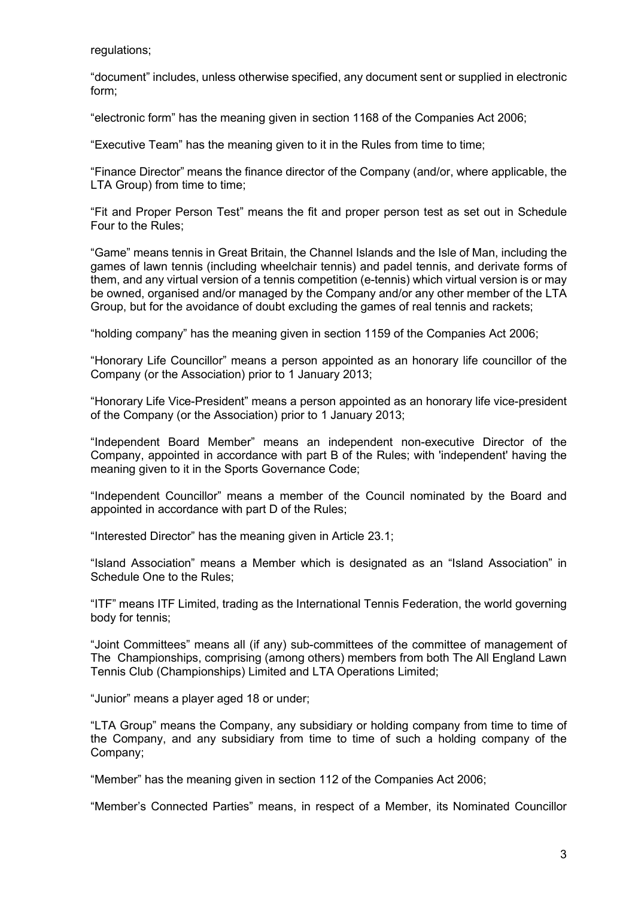regulations;

“document” includes, unless otherwise specified, any document sent or supplied in electronic form;

“electronic form” has the meaning given in section 1168 of the Companies Act 2006;

“Executive Team” has the meaning given to it in the Rules from time to time;

“Finance Director” means the finance director of the Company (and/or, where applicable, the LTA Group) from time to time;

“Fit and Proper Person Test” means the fit and proper person test as set out in Schedule Four to the Rules;

“Game” means tennis in Great Britain, the Channel Islands and the Isle of Man, including the games of lawn tennis (including wheelchair tennis) and padel tennis, and derivate forms of them, and any virtual version of a tennis competition (e-tennis) which virtual version is or may be owned, organised and/or managed by the Company and/or any other member of the LTA Group, but for the avoidance of doubt excluding the games of real tennis and rackets;

“holding company” has the meaning given in section 1159 of the Companies Act 2006;

“Honorary Life Councillor” means a person appointed as an honorary life councillor of the Company (or the Association) prior to 1 January 2013;

“Honorary Life Vice-President” means a person appointed as an honorary life vice-president of the Company (or the Association) prior to 1 January 2013;

“Independent Board Member” means an independent non-executive Director of the Company, appointed in accordance with part B of the Rules; with 'independent' having the meaning given to it in the Sports Governance Code;

“Independent Councillor” means a member of the Council nominated by the Board and appointed in accordance with part D of the Rules;

“Interested Director” has the meaning given in Article 23.1;

“Island Association” means a Member which is designated as an “Island Association” in Schedule One to the Rules;

“ITF” means ITF Limited, trading as the International Tennis Federation, the world governing body for tennis;

“Joint Committees” means all (if any) sub-committees of the committee of management of The Championships, comprising (among others) members from both The All England Lawn Tennis Club (Championships) Limited and LTA Operations Limited;

“Junior” means a player aged 18 or under;

“LTA Group” means the Company, any subsidiary or holding company from time to time of the Company, and any subsidiary from time to time of such a holding company of the Company;

“Member” has the meaning given in section 112 of the Companies Act 2006;

“Member’s Connected Parties” means, in respect of a Member, its Nominated Councillor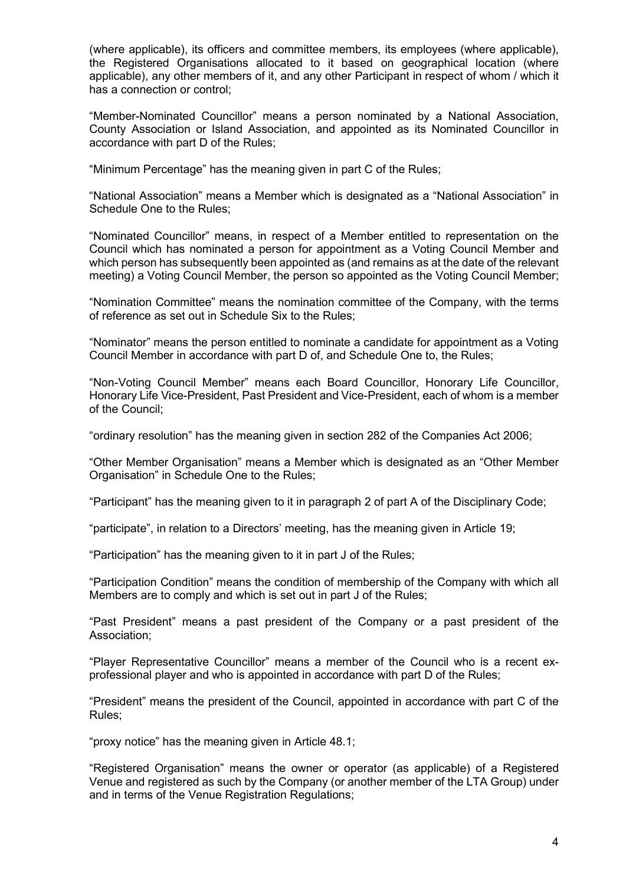(where applicable), its officers and committee members, its employees (where applicable), the Registered Organisations allocated to it based on geographical location (where applicable), any other members of it, and any other Participant in respect of whom / which it has a connection or control;

“Member-Nominated Councillor” means a person nominated by a National Association, County Association or Island Association, and appointed as its Nominated Councillor in accordance with part D of the Rules;

“Minimum Percentage” has the meaning given in part C of the Rules;

“National Association” means a Member which is designated as a “National Association” in Schedule One to the Rules;

“Nominated Councillor” means, in respect of a Member entitled to representation on the Council which has nominated a person for appointment as a Voting Council Member and which person has subsequently been appointed as (and remains as at the date of the relevant meeting) a Voting Council Member, the person so appointed as the Voting Council Member;

“Nomination Committee” means the nomination committee of the Company, with the terms of reference as set out in Schedule Six to the Rules;

“Nominator” means the person entitled to nominate a candidate for appointment as a Voting Council Member in accordance with part D of, and Schedule One to, the Rules;

“Non-Voting Council Member” means each Board Councillor, Honorary Life Councillor, Honorary Life Vice-President, Past President and Vice-President, each of whom is a member of the Council;

“ordinary resolution” has the meaning given in section 282 of the Companies Act 2006;

“Other Member Organisation” means a Member which is designated as an “Other Member Organisation” in Schedule One to the Rules;

“Participant” has the meaning given to it in paragraph 2 of part A of the Disciplinary Code;

“participate”, in relation to a Directors’ meeting, has the meaning given in Article 19;

“Participation” has the meaning given to it in part J of the Rules;

“Participation Condition” means the condition of membership of the Company with which all Members are to comply and which is set out in part J of the Rules;

“Past President” means a past president of the Company or a past president of the Association;

“Player Representative Councillor” means a member of the Council who is a recent ex-professional player and who is appointed in accordance with part D of the Rules;

“President” means the president of the Council, appointed in accordance with part C of the Rules;

“proxy notice” has the meaning given in Article 48.1;

“Registered Organisation” means the owner or operator (as applicable) of a Registered Venue and registered as such by the Company (or another member of the LTA Group) under and in terms of the Venue Registration Regulations;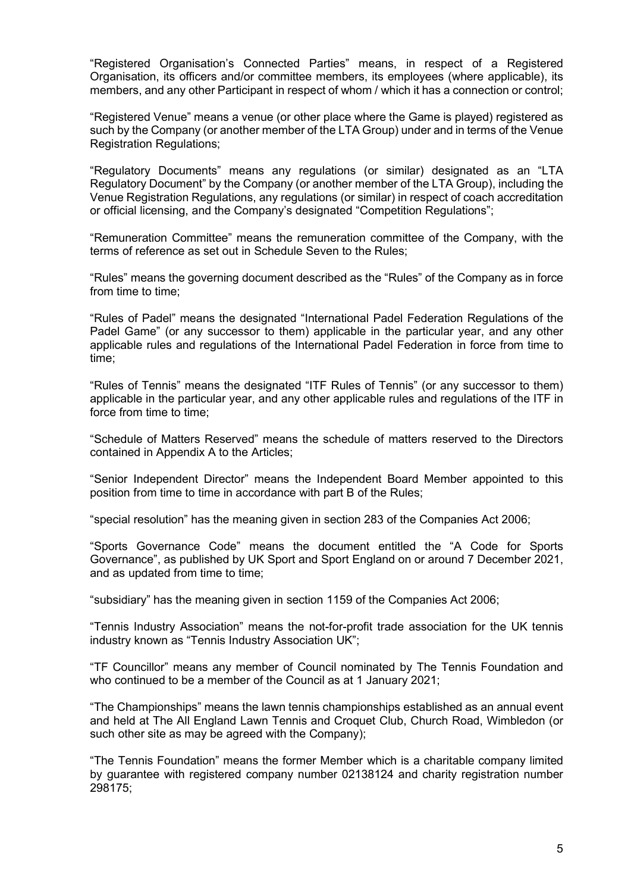"Registered Organisation's Connected Parties" means, in respect of a Registered Organisation, its officers and/or committee members, its employees (where applicable), its members, and any other Participant in respect of whom / which it has a connection or control;

"Registered Venue" means a venue (or other place where the Game is played) registered as such by the Company (or another member of the LTA Group) under and in terms of the Venue Registration Regulations;

"Regulatory Documents" means any regulations (or similar) designated as an "LTA Regulatory Document" by the Company (or another member of the LTA Group), including the Venue Registration Regulations, any regulations (or similar) in respect of coach accreditation or official licensing, and the Company's designated "Competition Regulations";

"Remuneration Committee" means the remuneration committee of the Company, with the terms of reference as set out in Schedule Seven to the Rules;

"Rules" means the governing document described as the "Rules" of the Company as in force from time to time;

"Rules of Padel" means the designated "International Padel Federation Regulations of the Padel Game" (or any successor to them) applicable in the particular year, and any other applicable rules and regulations of the International Padel Federation in force from time to time;

"Rules of Tennis" means the designated "ITF Rules of Tennis" (or any successor to them) applicable in the particular year, and any other applicable rules and regulations of the ITF in force from time to time;

"Schedule of Matters Reserved" means the schedule of matters reserved to the Directors contained in Appendix A to the Articles;

"Senior Independent Director" means the Independent Board Member appointed to this position from time to time in accordance with part B of the Rules;

"special resolution" has the meaning given in section 283 of the Companies Act 2006;

"Sports Governance Code" means the document entitled the "A Code for Sports Governance", as published by UK Sport and Sport England on or around 7 December 2021, and as updated from time to time;

"subsidiary" has the meaning given in section 1159 of the Companies Act 2006;

"Tennis Industry Association" means the not-for-profit trade association for the UK tennis industry known as "Tennis Industry Association UK";

"TF Councillor" means any member of Council nominated by The Tennis Foundation and who continued to be a member of the Council as at 1 January 2021;

"The Championships" means the lawn tennis championships established as an annual event and held at The All England Lawn Tennis and Croquet Club, Church Road, Wimbledon (or such other site as may be agreed with the Company);

"The Tennis Foundation" means the former Member which is a charitable company limited by guarantee with registered company number 02138124 and charity registration number 298175;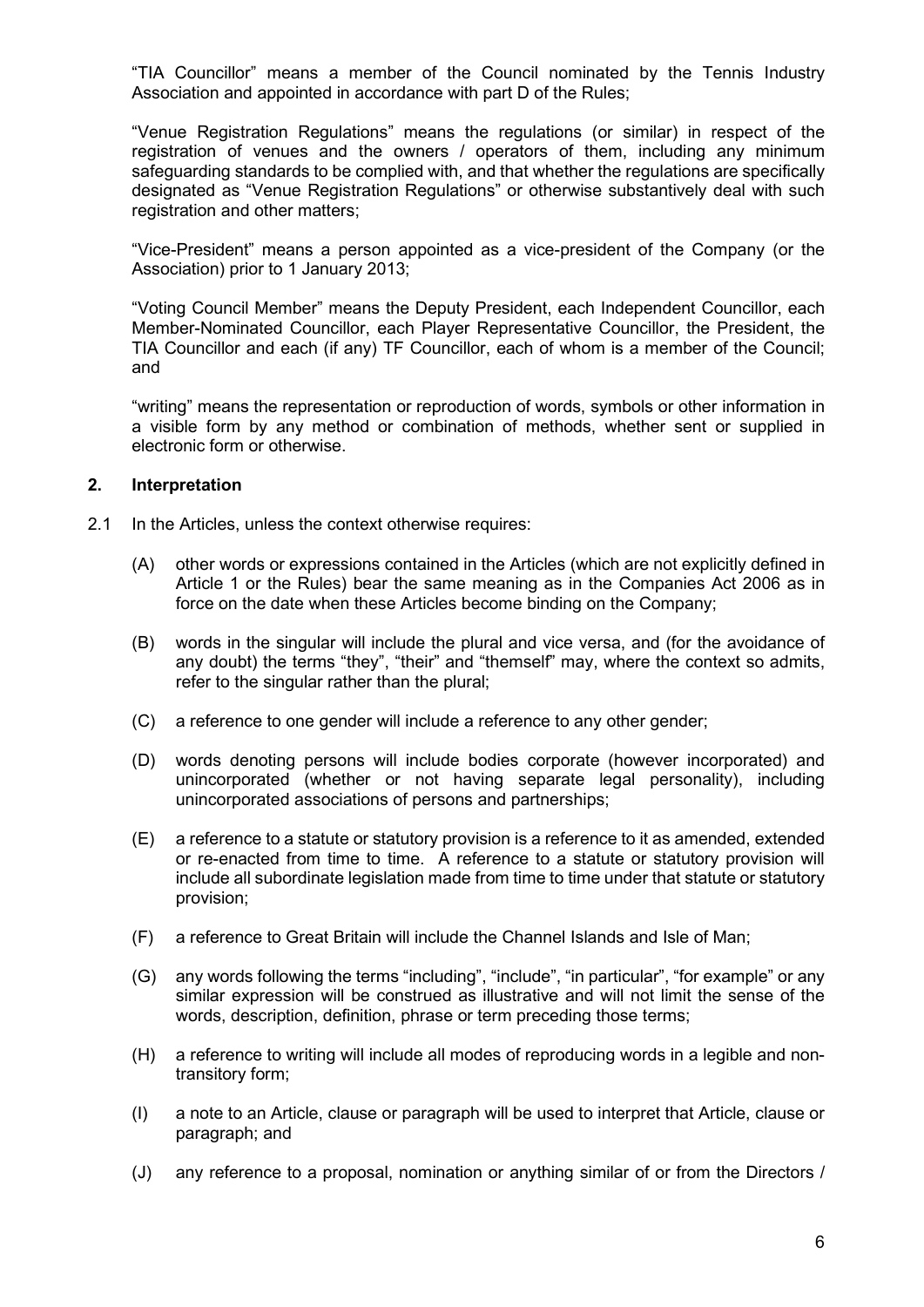"TIA Councillor" means a member of the Council nominated by the Tennis Industry Association and appointed in accordance with part D of the Rules;

"Venue Registration Regulations" means the regulations (or similar) in respect of the registration of venues and the owners / operators of them, including any minimum safeguarding standards to be complied with, and that whether the regulations are specifically designated as "Venue Registration Regulations" or otherwise substantively deal with such registration and other matters;

"Vice-President" means a person appointed as a vice-president of the Company (or the Association) prior to 1 January 2013;

"Voting Council Member" means the Deputy President, each Independent Councillor, each Member-Nominated Councillor, each Player Representative Councillor, the President, the TIA Councillor and each (if any) TF Councillor, each of whom is a member of the Council; and

"writing" means the representation or reproduction of words, symbols or other information in a visible form by any method or combination of methods, whether sent or supplied in electronic form or otherwise.

## 2. Interpretation

2.1 In the Articles, unless the context otherwise requires:

(A) other words or expressions contained in the Articles (which are not explicitly defined in Article 1 or the Rules) bear the same meaning as in the Companies Act 2006 as in force on the date when these Articles become binding on the Company;

(B) words in the singular will include the plural and vice versa, and (for the avoidance of any doubt) the terms "they", "their" and "themself" may, where the context so admits, refer to the singular rather than the plural;

(C) a reference to one gender will include a reference to any other gender;

(D) words denoting persons will include bodies corporate (however incorporated) and unincorporated (whether or not having separate legal personality), including unincorporated associations of persons and partnerships;

(E) a reference to a statute or statutory provision is a reference to it as amended, extended or re-enacted from time to time. A reference to a statute or statutory provision will include all subordinate legislation made from time to time under that statute or statutory provision;

(F) a reference to Great Britain will include the Channel Islands and Isle of Man;

(G) any words following the terms "including", "include", "in particular", "for example" or any similar expression will be construed as illustrative and will not limit the sense of the words, description, definition, phrase or term preceding those terms;

(H) a reference to writing will include all modes of reproducing words in a legible and non-transitory form;

(I) a note to an Article, clause or paragraph will be used to interpret that Article, clause or paragraph; and

(J) any reference to a proposal, nomination or anything similar of or from the Directors /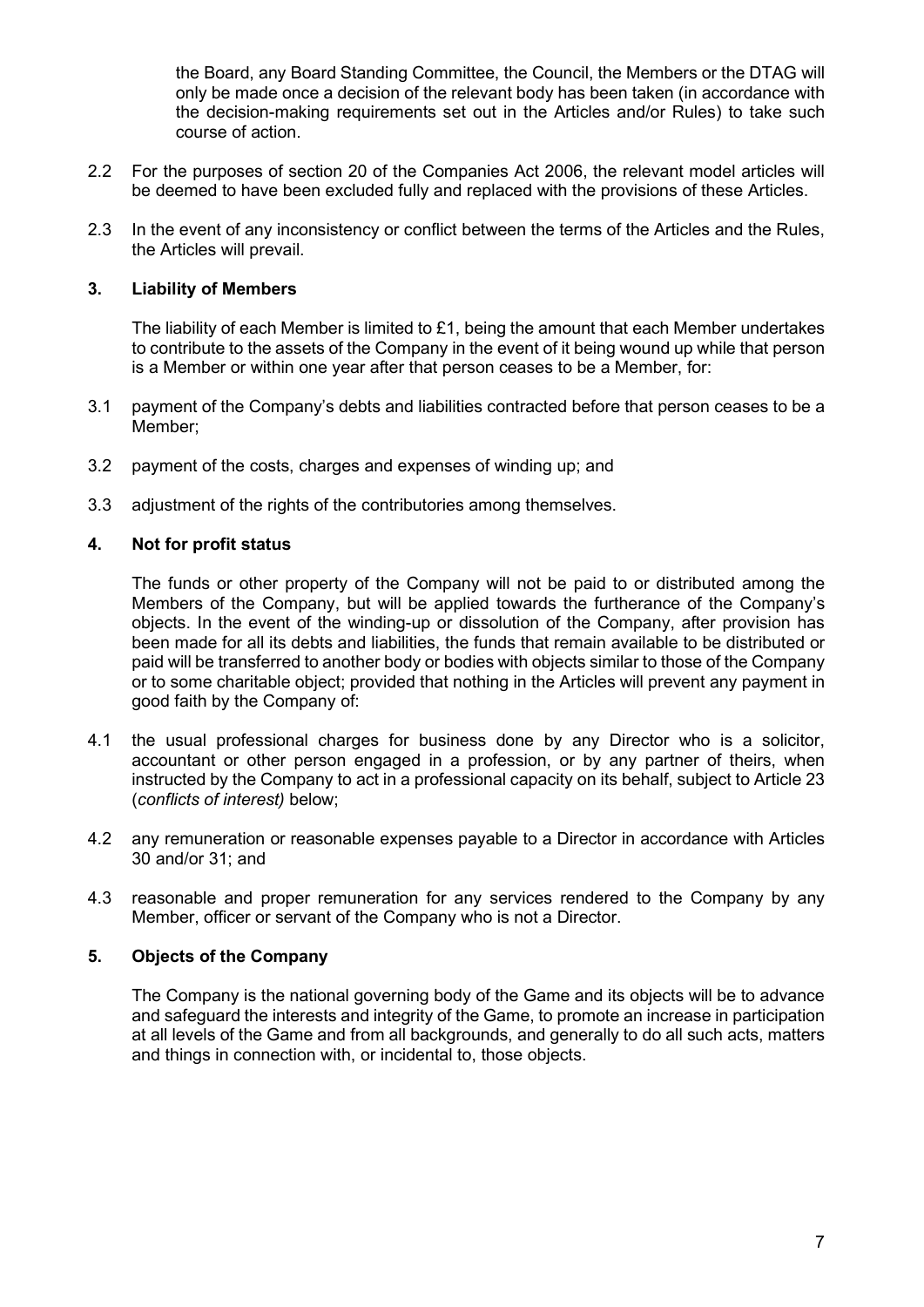the Board, any Board Standing Committee, the Council, the Members or the DTAG will only be made once a decision of the relevant body has been taken (in accordance with the decision-making requirements set out in the Articles and/or Rules) to take such course of action.

2.2 For the purposes of section 20 of the Companies Act 2006, the relevant model articles will be deemed to have been excluded fully and replaced with the provisions of these Articles.

2.3 In the event of any inconsistency or conflict between the terms of the Articles and the Rules, the Articles will prevail.

## 3. Liability of Members

The liability of each Member is limited to £1, being the amount that each Member undertakes to contribute to the assets of the Company in the event of it being wound up while that person is a Member or within one year after that person ceases to be a Member, for:

3.1 payment of the Company's debts and liabilities contracted before that person ceases to be a Member;

3.2 payment of the costs, charges and expenses of winding up; and

3.3 adjustment of the rights of the contributories among themselves.

## 4. Not for profit status

The funds or other property of the Company will not be paid to or distributed among the Members of the Company, but will be applied towards the furtherance of the Company's objects. In the event of the winding-up or dissolution of the Company, after provision has been made for all its debts and liabilities, the funds that remain available to be distributed or paid will be transferred to another body or bodies with objects similar to those of the Company or to some charitable object; provided that nothing in the Articles will prevent any payment in good faith by the Company of:

4.1 the usual professional charges for business done by any Director who is a solicitor, accountant or other person engaged in a profession, or by any partner of theirs, when instructed by the Company to act in a professional capacity on its behalf, subject to Article 23 (*conflicts of interest)* below;

4.2 any remuneration or reasonable expenses payable to a Director in accordance with Articles 30 and/or 31; and

4.3 reasonable and proper remuneration for any services rendered to the Company by any Member, officer or servant of the Company who is not a Director.

## 5. Objects of the Company

The Company is the national governing body of the Game and its objects will be to advance and safeguard the interests and integrity of the Game, to promote an increase in participation at all levels of the Game and from all backgrounds, and generally to do all such acts, matters and things in connection with, or incidental to, those objects.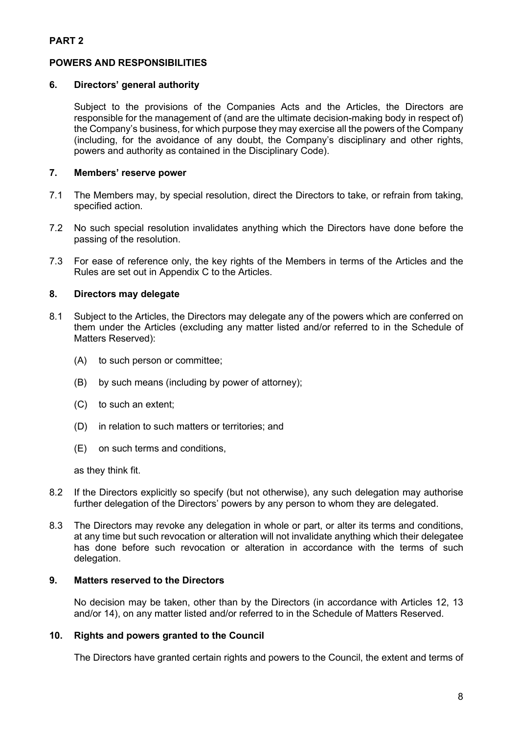**PART 2**

**POWERS AND RESPONSIBILITIES**

**6. Directors' general authority**

Subject to the provisions of the Companies Acts and the Articles, the Directors are responsible for the management of (and are the ultimate decision-making body in respect of) the Company's business, for which purpose they may exercise all the powers of the Company (including, for the avoidance of any doubt, the Company's disciplinary and other rights, powers and authority as contained in the Disciplinary Code).

**7. Members' reserve power**

7.1 The Members may, by special resolution, direct the Directors to take, or refrain from taking, specified action.

7.2 No such special resolution invalidates anything which the Directors have done before the passing of the resolution.

7.3 For ease of reference only, the key rights of the Members in terms of the Articles and the Rules are set out in Appendix C to the Articles.

**8. Directors may delegate**

8.1 Subject to the Articles, the Directors may delegate any of the powers which are conferred on them under the Articles (excluding any matter listed and/or referred to in the Schedule of Matters Reserved):

- (A) to such person or committee;
- (B) by such means (including by power of attorney);
- (C) to such an extent;
- (D) in relation to such matters or territories; and
- (E) on such terms and conditions,

as they think fit.

8.2 If the Directors explicitly so specify (but not otherwise), any such delegation may authorise further delegation of the Directors' powers by any person to whom they are delegated.

8.3 The Directors may revoke any delegation in whole or part, or alter its terms and conditions, at any time but such revocation or alteration will not invalidate anything which their delegatee has done before such revocation or alteration in accordance with the terms of such delegation.

**9. Matters reserved to the Directors**

No decision may be taken, other than by the Directors (in accordance with Articles 12, 13 and/or 14), on any matter listed and/or referred to in the Schedule of Matters Reserved.

**10. Rights and powers granted to the Council**

The Directors have granted certain rights and powers to the Council, the extent and terms of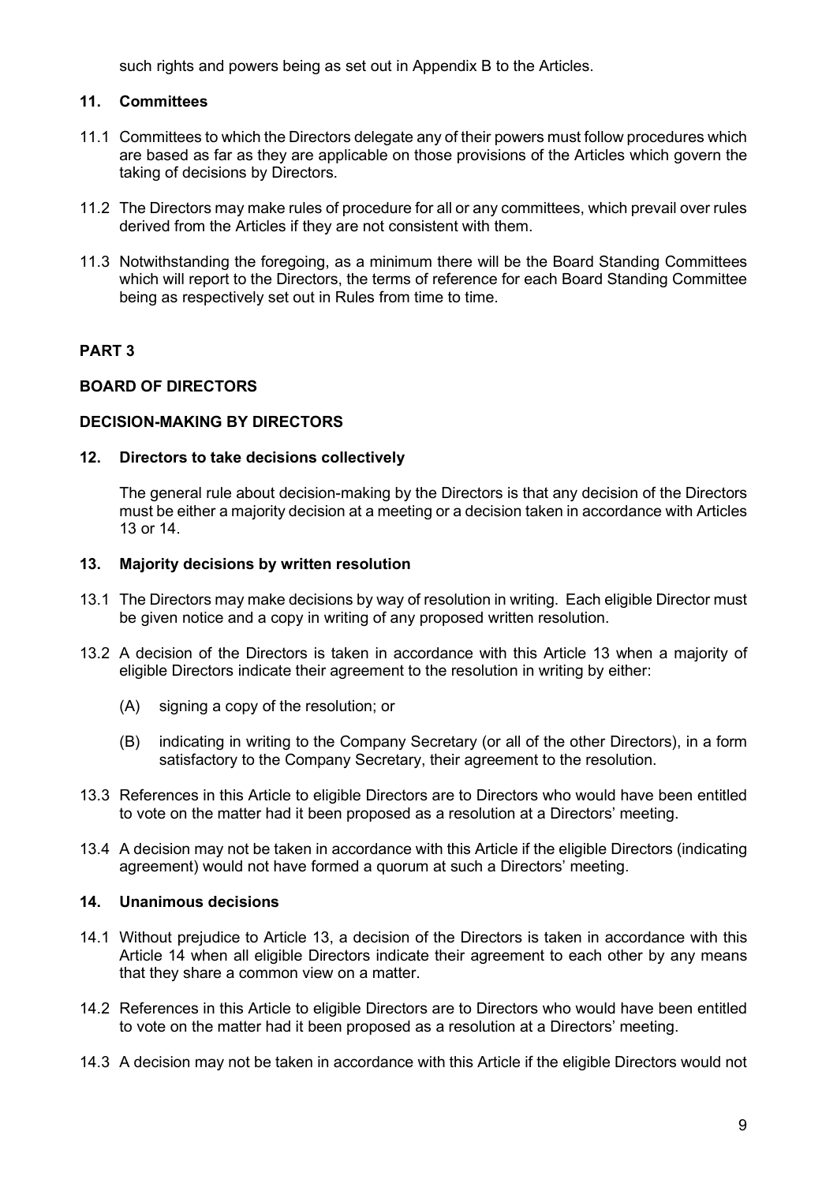such rights and powers being as set out in Appendix B to the Articles.

### 11. Committees

11.1 Committees to which the Directors delegate any of their powers must follow procedures which are based as far as they are applicable on those provisions of the Articles which govern the taking of decisions by Directors.

11.2 The Directors may make rules of procedure for all or any committees, which prevail over rules derived from the Articles if they are not consistent with them.

11.3 Notwithstanding the foregoing, as a minimum there will be the Board Standing Committees which will report to the Directors, the terms of reference for each Board Standing Committee being as respectively set out in Rules from time to time.

## PART 3

## BOARD OF DIRECTORS

## DECISION-MAKING BY DIRECTORS

### 12. Directors to take decisions collectively

The general rule about decision-making by the Directors is that any decision of the Directors must be either a majority decision at a meeting or a decision taken in accordance with Articles 13 or 14.

### 13. Majority decisions by written resolution

13.1 The Directors may make decisions by way of resolution in writing. Each eligible Director must be given notice and a copy in writing of any proposed written resolution.

13.2 A decision of the Directors is taken in accordance with this Article 13 when a majority of eligible Directors indicate their agreement to the resolution in writing by either:

(A) signing a copy of the resolution; or

(B) indicating in writing to the Company Secretary (or all of the other Directors), in a form satisfactory to the Company Secretary, their agreement to the resolution.

13.3 References in this Article to eligible Directors are to Directors who would have been entitled to vote on the matter had it been proposed as a resolution at a Directors' meeting.

13.4 A decision may not be taken in accordance with this Article if the eligible Directors (indicating agreement) would not have formed a quorum at such a Directors' meeting.

### 14. Unanimous decisions

14.1 Without prejudice to Article 13, a decision of the Directors is taken in accordance with this Article 14 when all eligible Directors indicate their agreement to each other by any means that they share a common view on a matter.

14.2 References in this Article to eligible Directors are to Directors who would have been entitled to vote on the matter had it been proposed as a resolution at a Directors' meeting.

14.3 A decision may not be taken in accordance with this Article if the eligible Directors would not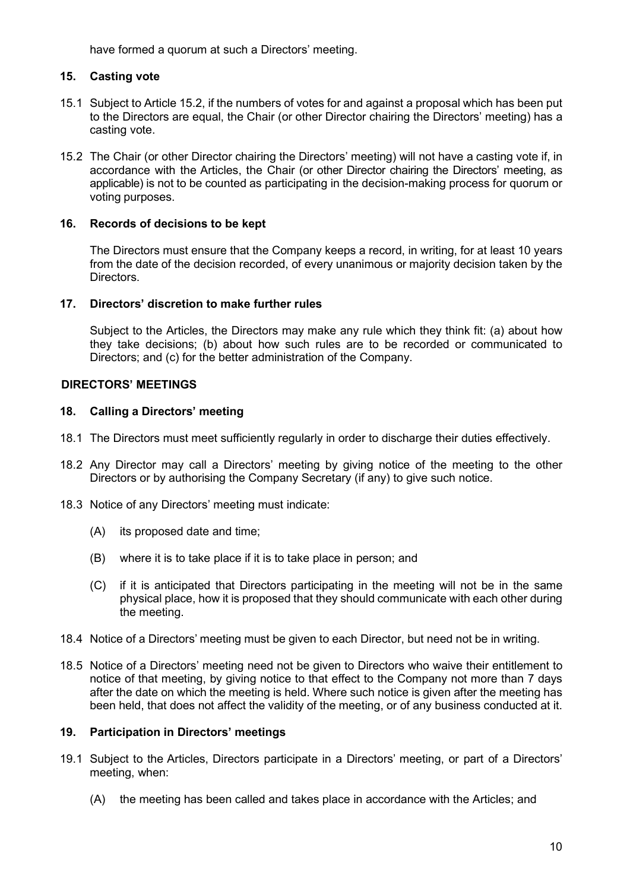have formed a quorum at such a Directors' meeting.

### 15. Casting vote

15.1 Subject to Article 15.2, if the numbers of votes for and against a proposal which has been put to the Directors are equal, the Chair (or other Director chairing the Directors' meeting) has a casting vote.

15.2 The Chair (or other Director chairing the Directors' meeting) will not have a casting vote if, in accordance with the Articles, the Chair (or other Director chairing the Directors' meeting, as applicable) is not to be counted as participating in the decision-making process for quorum or voting purposes.

### 16. Records of decisions to be kept

The Directors must ensure that the Company keeps a record, in writing, for at least 10 years from the date of the decision recorded, of every unanimous or majority decision taken by the Directors.

### 17. Directors' discretion to make further rules

Subject to the Articles, the Directors may make any rule which they think fit: (a) about how they take decisions; (b) about how such rules are to be recorded or communicated to Directors; and (c) for the better administration of the Company.

## DIRECTORS' MEETINGS

### 18. Calling a Directors' meeting

18.1 The Directors must meet sufficiently regularly in order to discharge their duties effectively.

18.2 Any Director may call a Directors' meeting by giving notice of the meeting to the other Directors or by authorising the Company Secretary (if any) to give such notice.

18.3 Notice of any Directors' meeting must indicate:

- (A) its proposed date and time;
- (B) where it is to take place if it is to take place in person; and
- (C) if it is anticipated that Directors participating in the meeting will not be in the same physical place, how it is proposed that they should communicate with each other during the meeting.

18.4 Notice of a Directors' meeting must be given to each Director, but need not be in writing.

18.5 Notice of a Directors' meeting need not be given to Directors who waive their entitlement to notice of that meeting, by giving notice to that effect to the Company not more than 7 days after the date on which the meeting is held. Where such notice is given after the meeting has been held, that does not affect the validity of the meeting, or of any business conducted at it.

### 19. Participation in Directors' meetings

19.1 Subject to the Articles, Directors participate in a Directors' meeting, or part of a Directors' meeting, when:

- (A) the meeting has been called and takes place in accordance with the Articles; and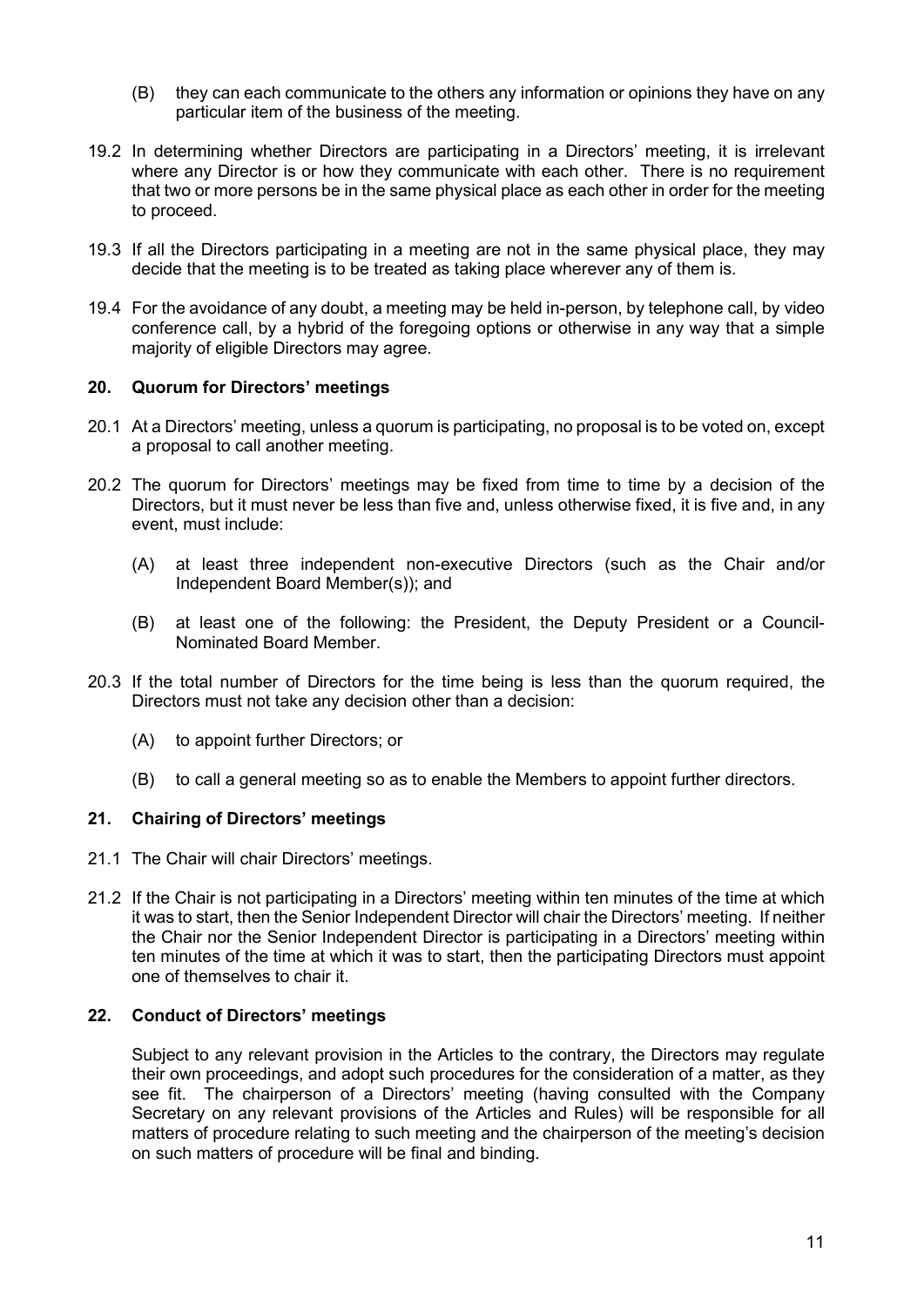(B) they can each communicate to the others any information or opinions they have on any particular item of the business of the meeting.

19.2 In determining whether Directors are participating in a Directors' meeting, it is irrelevant where any Director is or how they communicate with each other. There is no requirement that two or more persons be in the same physical place as each other in order for the meeting to proceed.

19.3 If all the Directors participating in a meeting are not in the same physical place, they may decide that the meeting is to be treated as taking place wherever any of them is.

19.4 For the avoidance of any doubt, a meeting may be held in-person, by telephone call, by video conference call, by a hybrid of the foregoing options or otherwise in any way that a simple majority of eligible Directors may agree.

## 20. Quorum for Directors' meetings

20.1 At a Directors' meeting, unless a quorum is participating, no proposal is to be voted on, except a proposal to call another meeting.

20.2 The quorum for Directors' meetings may be fixed from time to time by a decision of the Directors, but it must never be less than five and, unless otherwise fixed, it is five and, in any event, must include:

(A) at least three independent non-executive Directors (such as the Chair and/or Independent Board Member(s)); and

(B) at least one of the following: the President, the Deputy President or a Council-Nominated Board Member.

20.3 If the total number of Directors for the time being is less than the quorum required, the Directors must not take any decision other than a decision:

(A) to appoint further Directors; or

(B) to call a general meeting so as to enable the Members to appoint further directors.

## 21. Chairing of Directors' meetings

21.1 The Chair will chair Directors' meetings.

21.2 If the Chair is not participating in a Directors' meeting within ten minutes of the time at which it was to start, then the Senior Independent Director will chair the Directors' meeting. If neither the Chair nor the Senior Independent Director is participating in a Directors' meeting within ten minutes of the time at which it was to start, then the participating Directors must appoint one of themselves to chair it.

## 22. Conduct of Directors' meetings

Subject to any relevant provision in the Articles to the contrary, the Directors may regulate their own proceedings, and adopt such procedures for the consideration of a matter, as they see fit. The chairperson of a Directors' meeting (having consulted with the Company Secretary on any relevant provisions of the Articles and Rules) will be responsible for all matters of procedure relating to such meeting and the chairperson of the meeting's decision on such matters of procedure will be final and binding.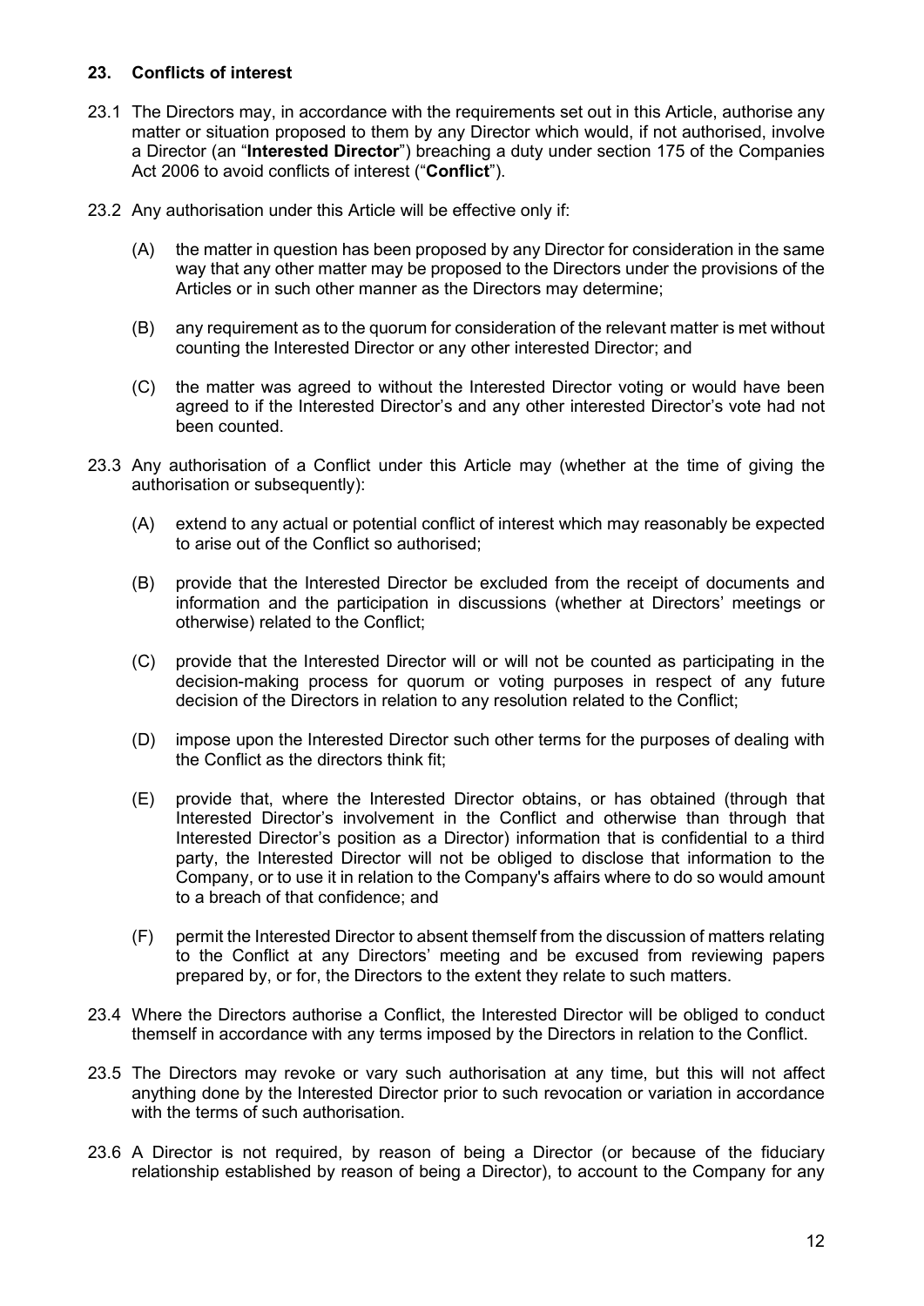## 23. Conflicts of interest

23.1 The Directors may, in accordance with the requirements set out in this Article, authorise any matter or situation proposed to them by any Director which would, if not authorised, involve a Director (an "**Interested Director**") breaching a duty under section 175 of the Companies Act 2006 to avoid conflicts of interest ("**Conflict**").

23.2 Any authorisation under this Article will be effective only if:

(A) the matter in question has been proposed by any Director for consideration in the same way that any other matter may be proposed to the Directors under the provisions of the Articles or in such other manner as the Directors may determine;

(B) any requirement as to the quorum for consideration of the relevant matter is met without counting the Interested Director or any other interested Director; and

(C) the matter was agreed to without the Interested Director voting or would have been agreed to if the Interested Director's and any other interested Director's vote had not been counted.

23.3 Any authorisation of a Conflict under this Article may (whether at the time of giving the authorisation or subsequently):

(A) extend to any actual or potential conflict of interest which may reasonably be expected to arise out of the Conflict so authorised;

(B) provide that the Interested Director be excluded from the receipt of documents and information and the participation in discussions (whether at Directors' meetings or otherwise) related to the Conflict;

(C) provide that the Interested Director will or will not be counted as participating in the decision-making process for quorum or voting purposes in respect of any future decision of the Directors in relation to any resolution related to the Conflict;

(D) impose upon the Interested Director such other terms for the purposes of dealing with the Conflict as the directors think fit;

(E) provide that, where the Interested Director obtains, or has obtained (through that Interested Director's involvement in the Conflict and otherwise than through that Interested Director's position as a Director) information that is confidential to a third party, the Interested Director will not be obliged to disclose that information to the Company, or to use it in relation to the Company's affairs where to do so would amount to a breach of that confidence; and

(F) permit the Interested Director to absent themself from the discussion of matters relating to the Conflict at any Directors' meeting and be excused from reviewing papers prepared by, or for, the Directors to the extent they relate to such matters.

23.4 Where the Directors authorise a Conflict, the Interested Director will be obliged to conduct themself in accordance with any terms imposed by the Directors in relation to the Conflict.

23.5 The Directors may revoke or vary such authorisation at any time, but this will not affect anything done by the Interested Director prior to such revocation or variation in accordance with the terms of such authorisation.

23.6 A Director is not required, by reason of being a Director (or because of the fiduciary relationship established by reason of being a Director), to account to the Company for any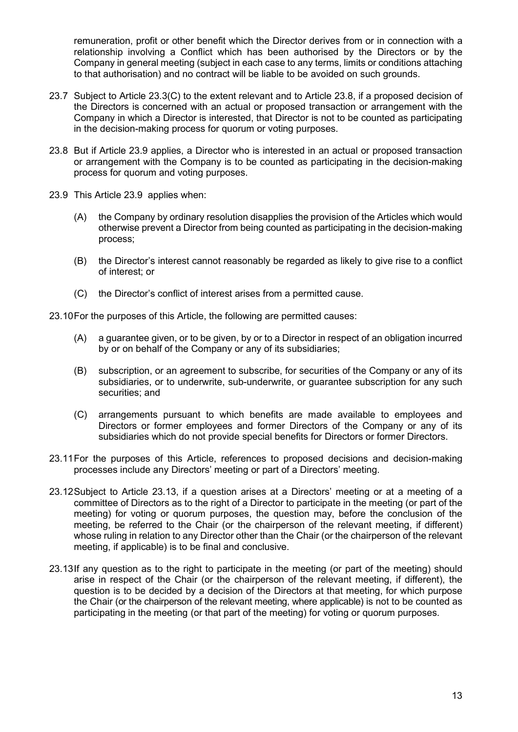remuneration, profit or other benefit which the Director derives from or in connection with a relationship involving a Conflict which has been authorised by the Directors or by the Company in general meeting (subject in each case to any terms, limits or conditions attaching to that authorisation) and no contract will be liable to be avoided on such grounds.

23.7 Subject to Article 23.3(C) to the extent relevant and to Article 23.8, if a proposed decision of the Directors is concerned with an actual or proposed transaction or arrangement with the Company in which a Director is interested, that Director is not to be counted as participating in the decision-making process for quorum or voting purposes.

23.8 But if Article 23.9 applies, a Director who is interested in an actual or proposed transaction or arrangement with the Company is to be counted as participating in the decision-making process for quorum and voting purposes.

23.9 This Article 23.9 applies when:

(A) the Company by ordinary resolution disapplies the provision of the Articles which would otherwise prevent a Director from being counted as participating in the decision-making process;

(B) the Director's interest cannot reasonably be regarded as likely to give rise to a conflict of interest; or

(C) the Director's conflict of interest arises from a permitted cause.

23.10 For the purposes of this Article, the following are permitted causes:

(A) a guarantee given, or to be given, by or to a Director in respect of an obligation incurred by or on behalf of the Company or any of its subsidiaries;

(B) subscription, or an agreement to subscribe, for securities of the Company or any of its subsidiaries, or to underwrite, sub-underwrite, or guarantee subscription for any such securities; and

(C) arrangements pursuant to which benefits are made available to employees and Directors or former employees and former Directors of the Company or any of its subsidiaries which do not provide special benefits for Directors or former Directors.

23.11 For the purposes of this Article, references to proposed decisions and decision-making processes include any Directors' meeting or part of a Directors' meeting.

23.12 Subject to Article 23.13, if a question arises at a Directors' meeting or at a meeting of a committee of Directors as to the right of a Director to participate in the meeting (or part of the meeting) for voting or quorum purposes, the question may, before the conclusion of the meeting, be referred to the Chair (or the chairperson of the relevant meeting, if different) whose ruling in relation to any Director other than the Chair (or the chairperson of the relevant meeting, if applicable) is to be final and conclusive.

23.13 If any question as to the right to participate in the meeting (or part of the meeting) should arise in respect of the Chair (or the chairperson of the relevant meeting, if different), the question is to be decided by a decision of the Directors at that meeting, for which purpose the Chair (or the chairperson of the relevant meeting, where applicable) is not to be counted as participating in the meeting (or that part of the meeting) for voting or quorum purposes.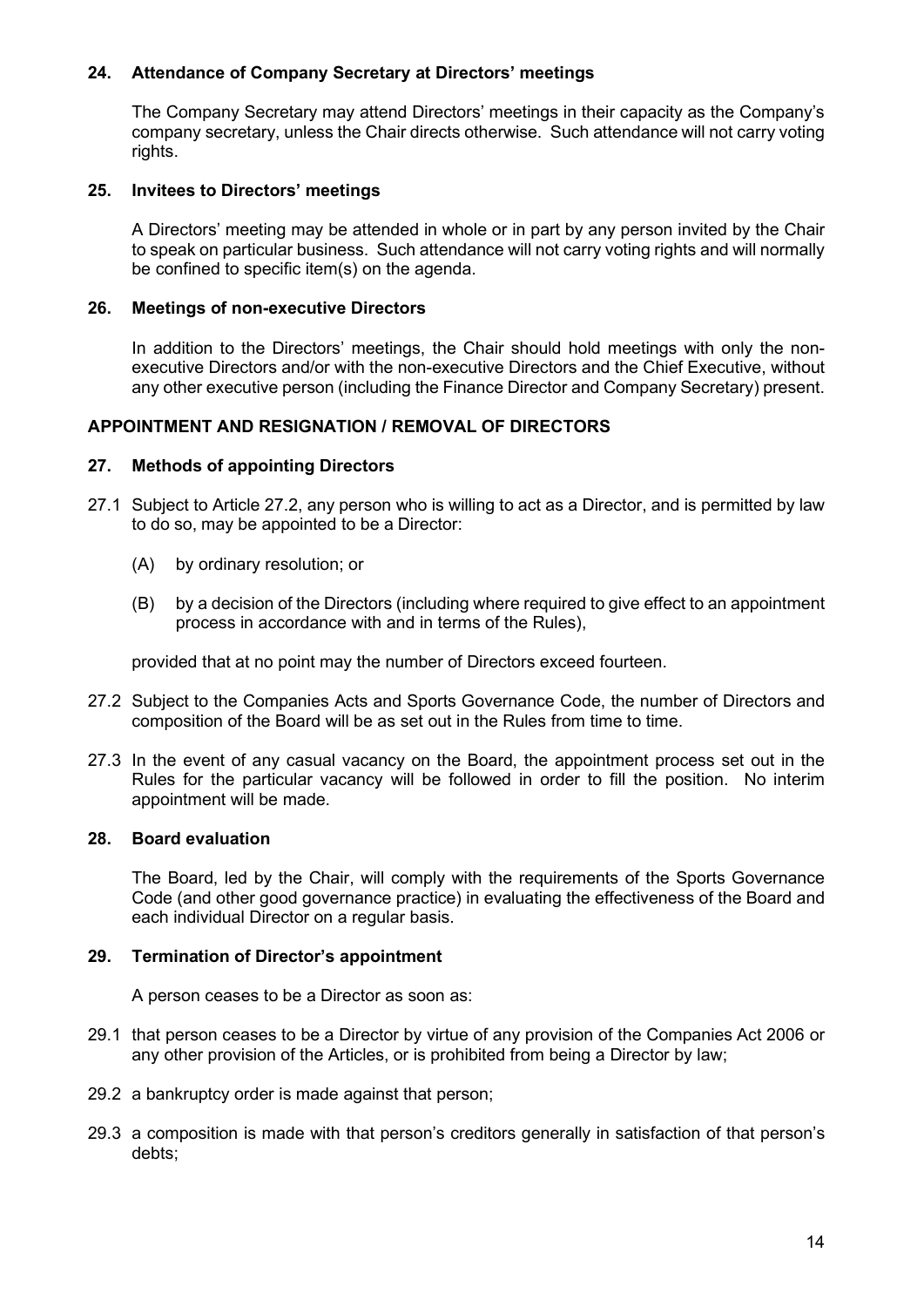### 24. Attendance of Company Secretary at Directors' meetings

The Company Secretary may attend Directors' meetings in their capacity as the Company's company secretary, unless the Chair directs otherwise. Such attendance will not carry voting rights.

### 25. Invitees to Directors' meetings

A Directors' meeting may be attended in whole or in part by any person invited by the Chair to speak on particular business. Such attendance will not carry voting rights and will normally be confined to specific item(s) on the agenda.

### 26. Meetings of non-executive Directors

In addition to the Directors' meetings, the Chair should hold meetings with only the non-executive Directors and/or with the non-executive Directors and the Chief Executive, without any other executive person (including the Finance Director and Company Secretary) present.

## APPOINTMENT AND RESIGNATION / REMOVAL OF DIRECTORS

### 27. Methods of appointing Directors

27.1 Subject to Article 27.2, any person who is willing to act as a Director, and is permitted by law to do so, may be appointed to be a Director:

(A) by ordinary resolution; or

(B) by a decision of the Directors (including where required to give effect to an appointment process in accordance with and in terms of the Rules),

provided that at no point may the number of Directors exceed fourteen.

27.2 Subject to the Companies Acts and Sports Governance Code, the number of Directors and composition of the Board will be as set out in the Rules from time to time.

27.3 In the event of any casual vacancy on the Board, the appointment process set out in the Rules for the particular vacancy will be followed in order to fill the position. No interim appointment will be made.

### 28. Board evaluation

The Board, led by the Chair, will comply with the requirements of the Sports Governance Code (and other good governance practice) in evaluating the effectiveness of the Board and each individual Director on a regular basis.

### 29. Termination of Director's appointment

A person ceases to be a Director as soon as:

29.1 that person ceases to be a Director by virtue of any provision of the Companies Act 2006 or any other provision of the Articles, or is prohibited from being a Director by law;

29.2 a bankruptcy order is made against that person;

29.3 a composition is made with that person's creditors generally in satisfaction of that person's debts;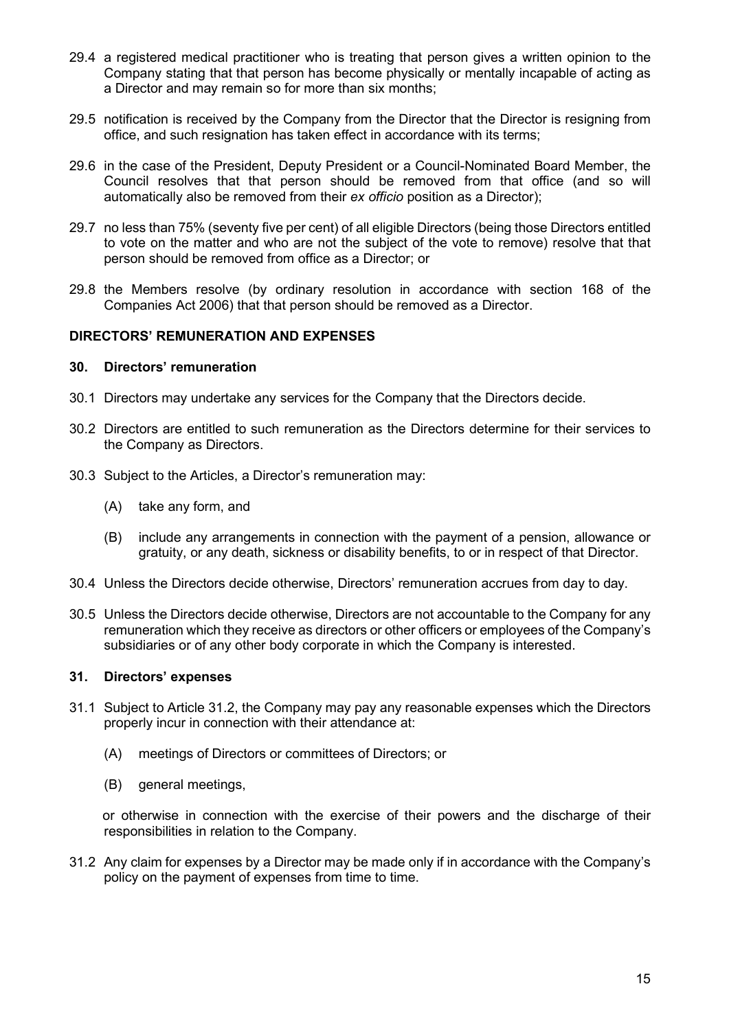29.4 a registered medical practitioner who is treating that person gives a written opinion to the Company stating that that person has become physically or mentally incapable of acting as a Director and may remain so for more than six months;

29.5 notification is received by the Company from the Director that the Director is resigning from office, and such resignation has taken effect in accordance with its terms;

29.6 in the case of the President, Deputy President or a Council-Nominated Board Member, the Council resolves that that person should be removed from that office (and so will automatically also be removed from their *ex officio* position as a Director);

29.7 no less than 75% (seventy five per cent) of all eligible Directors (being those Directors entitled to vote on the matter and who are not the subject of the vote to remove) resolve that that person should be removed from office as a Director; or

29.8 the Members resolve (by ordinary resolution in accordance with section 168 of the Companies Act 2006) that that person should be removed as a Director.

## DIRECTORS' REMUNERATION AND EXPENSES

### 30. Directors' remuneration

30.1 Directors may undertake any services for the Company that the Directors decide.

30.2 Directors are entitled to such remuneration as the Directors determine for their services to the Company as Directors.

30.3 Subject to the Articles, a Director's remuneration may:

(A) take any form, and

(B) include any arrangements in connection with the payment of a pension, allowance or gratuity, or any death, sickness or disability benefits, to or in respect of that Director.

30.4 Unless the Directors decide otherwise, Directors' remuneration accrues from day to day.

30.5 Unless the Directors decide otherwise, Directors are not accountable to the Company for any remuneration which they receive as directors or other officers or employees of the Company's subsidiaries or of any other body corporate in which the Company is interested.

### 31. Directors' expenses

31.1 Subject to Article 31.2, the Company may pay any reasonable expenses which the Directors properly incur in connection with their attendance at:

(A) meetings of Directors or committees of Directors; or

(B) general meetings,

or otherwise in connection with the exercise of their powers and the discharge of their responsibilities in relation to the Company.

31.2 Any claim for expenses by a Director may be made only if in accordance with the Company's policy on the payment of expenses from time to time.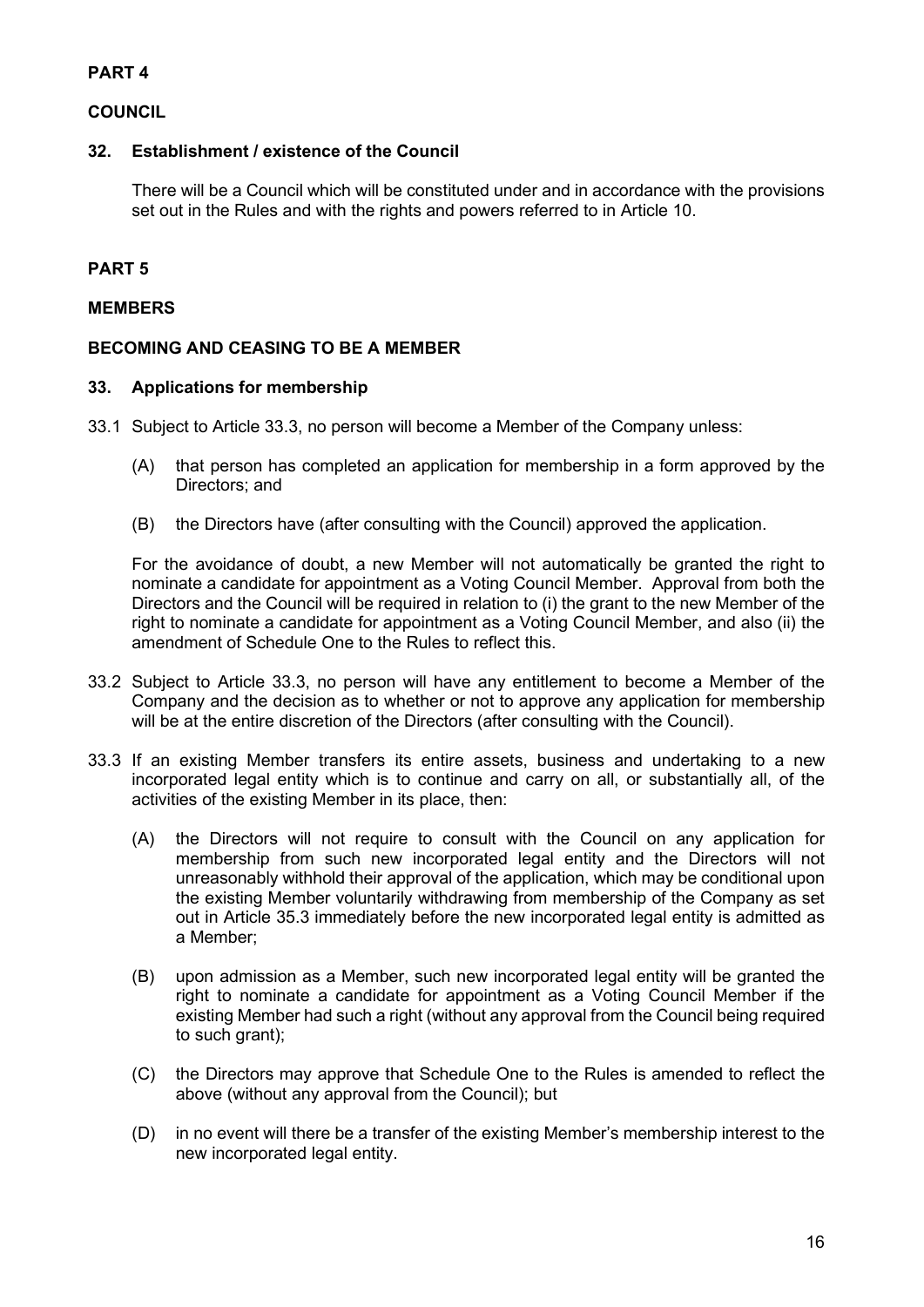**PART 4**

**COUNCIL**

**32. Establishment / existence of the Council**

There will be a Council which will be constituted under and in accordance with the provisions set out in the Rules and with the rights and powers referred to in Article 10.

**PART 5**

**MEMBERS**

**BECOMING AND CEASING TO BE A MEMBER**

**33. Applications for membership**

33.1 Subject to Article 33.3, no person will become a Member of the Company unless:

(A) that person has completed an application for membership in a form approved by the Directors; and

(B) the Directors have (after consulting with the Council) approved the application.

For the avoidance of doubt, a new Member will not automatically be granted the right to nominate a candidate for appointment as a Voting Council Member. Approval from both the Directors and the Council will be required in relation to (i) the grant to the new Member of the right to nominate a candidate for appointment as a Voting Council Member, and also (ii) the amendment of Schedule One to the Rules to reflect this.

33.2 Subject to Article 33.3, no person will have any entitlement to become a Member of the Company and the decision as to whether or not to approve any application for membership will be at the entire discretion of the Directors (after consulting with the Council).

33.3 If an existing Member transfers its entire assets, business and undertaking to a new incorporated legal entity which is to continue and carry on all, or substantially all, of the activities of the existing Member in its place, then:

(A) the Directors will not require to consult with the Council on any application for membership from such new incorporated legal entity and the Directors will not unreasonably withhold their approval of the application, which may be conditional upon the existing Member voluntarily withdrawing from membership of the Company as set out in Article 35.3 immediately before the new incorporated legal entity is admitted as a Member;

(B) upon admission as a Member, such new incorporated legal entity will be granted the right to nominate a candidate for appointment as a Voting Council Member if the existing Member had such a right (without any approval from the Council being required to such grant);

(C) the Directors may approve that Schedule One to the Rules is amended to reflect the above (without any approval from the Council); but

(D) in no event will there be a transfer of the existing Member's membership interest to the new incorporated legal entity.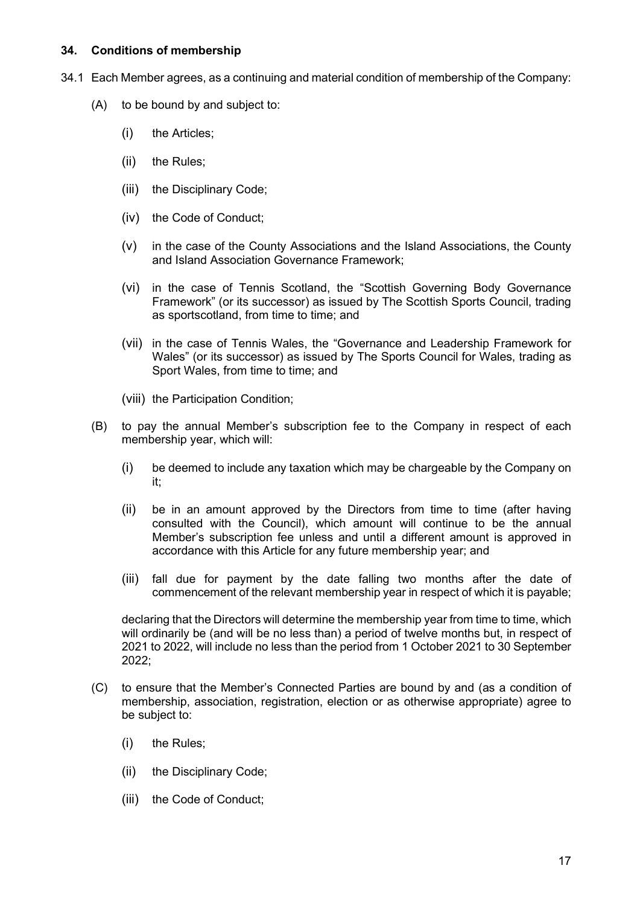### 34. Conditions of membership

34.1 Each Member agrees, as a continuing and material condition of membership of the Company:

(A) to be bound by and subject to:

(i) the Articles;

(ii) the Rules;

(iii) the Disciplinary Code;

(iv) the Code of Conduct;

(v) in the case of the County Associations and the Island Associations, the County and Island Association Governance Framework;

(vi) in the case of Tennis Scotland, the "Scottish Governing Body Governance Framework" (or its successor) as issued by The Scottish Sports Council, trading as sportscotland, from time to time; and

(vii) in the case of Tennis Wales, the "Governance and Leadership Framework for Wales" (or its successor) as issued by The Sports Council for Wales, trading as Sport Wales, from time to time; and

(viii) the Participation Condition;

(B) to pay the annual Member's subscription fee to the Company in respect of each membership year, which will:

(i) be deemed to include any taxation which may be chargeable by the Company on it;

(ii) be in an amount approved by the Directors from time to time (after having consulted with the Council), which amount will continue to be the annual Member's subscription fee unless and until a different amount is approved in accordance with this Article for any future membership year; and

(iii) fall due for payment by the date falling two months after the date of commencement of the relevant membership year in respect of which it is payable;

declaring that the Directors will determine the membership year from time to time, which will ordinarily be (and will be no less than) a period of twelve months but, in respect of 2021 to 2022, will include no less than the period from 1 October 2021 to 30 September 2022;

(C) to ensure that the Member's Connected Parties are bound by and (as a condition of membership, association, registration, election or as otherwise appropriate) agree to be subject to:

(i) the Rules;

(ii) the Disciplinary Code;

(iii) the Code of Conduct;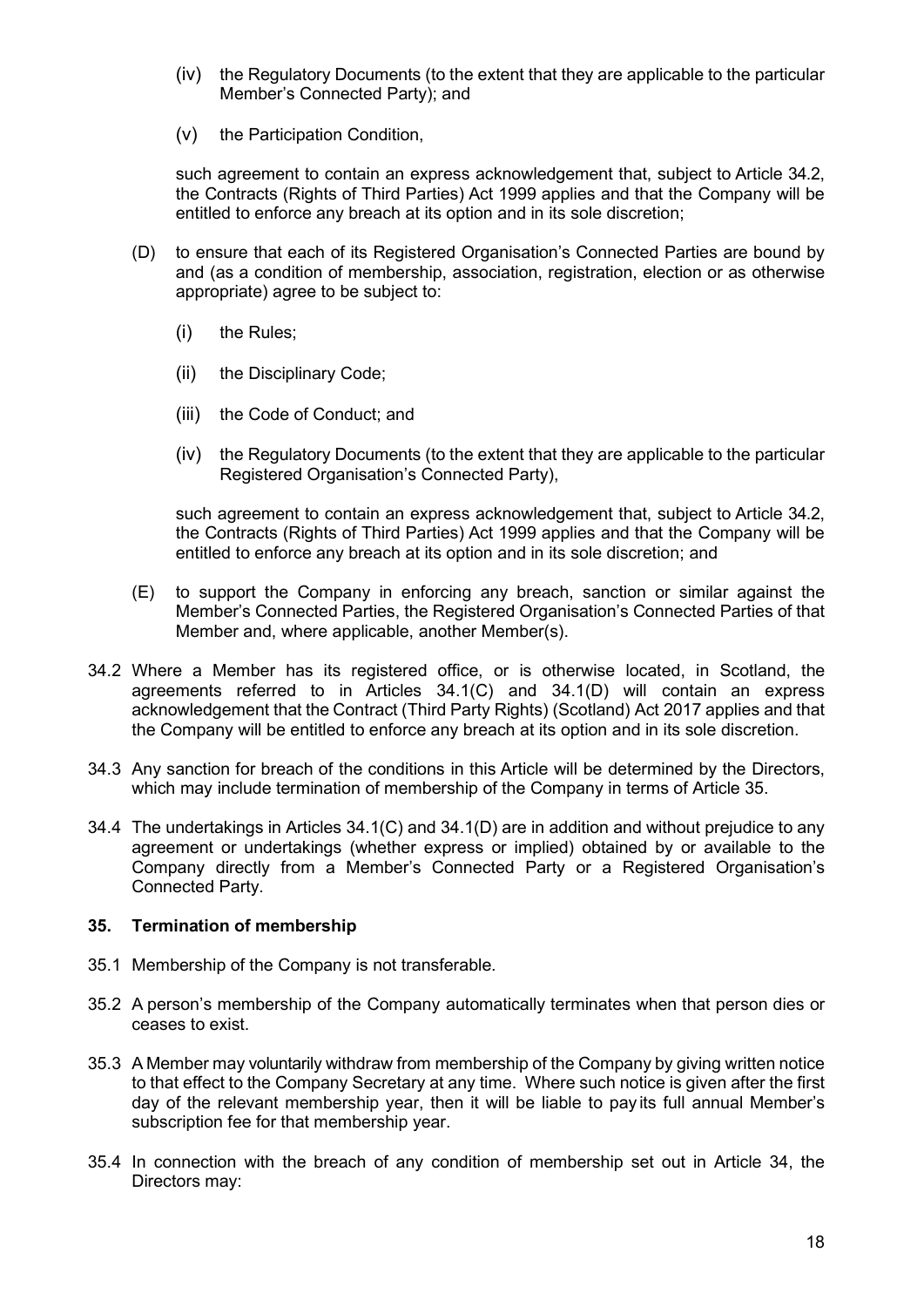- (iv) the Regulatory Documents (to the extent that they are applicable to the particular Member's Connected Party); and

   - (v) the Participation Condition,

   such agreement to contain an express acknowledgement that, subject to Article 34.2, the Contracts (Rights of Third Parties) Act 1999 applies and that the Company will be entitled to enforce any breach at its option and in its sole discretion;

- (D) to ensure that each of its Registered Organisation's Connected Parties are bound by and (as a condition of membership, association, registration, election or as otherwise appropriate) agree to be subject to:

   - (i) the Rules;

   - (ii) the Disciplinary Code;

   - (iii) the Code of Conduct; and

   - (iv) the Regulatory Documents (to the extent that they are applicable to the particular Registered Organisation's Connected Party),

   such agreement to contain an express acknowledgement that, subject to Article 34.2, the Contracts (Rights of Third Parties) Act 1999 applies and that the Company will be entitled to enforce any breach at its option and in its sole discretion; and

- (E) to support the Company in enforcing any breach, sanction or similar against the Member's Connected Parties, the Registered Organisation's Connected Parties of that Member and, where applicable, another Member(s).

34.2 Where a Member has its registered office, or is otherwise located, in Scotland, the agreements referred to in Articles 34.1(C) and 34.1(D) will contain an express acknowledgement that the Contract (Third Party Rights) (Scotland) Act 2017 applies and that the Company will be entitled to enforce any breach at its option and in its sole discretion.

34.3 Any sanction for breach of the conditions in this Article will be determined by the Directors, which may include termination of membership of the Company in terms of Article 35.

34.4 The undertakings in Articles 34.1(C) and 34.1(D) are in addition and without prejudice to any agreement or undertakings (whether express or implied) obtained by or available to the Company directly from a Member's Connected Party or a Registered Organisation's Connected Party.

## 35. Termination of membership

35.1 Membership of the Company is not transferable.

35.2 A person's membership of the Company automatically terminates when that person dies or ceases to exist.

35.3 A Member may voluntarily withdraw from membership of the Company by giving written notice to that effect to the Company Secretary at any time. Where such notice is given after the first day of the relevant membership year, then it will be liable to pay its full annual Member's subscription fee for that membership year.

35.4 In connection with the breach of any condition of membership set out in Article 34, the Directors may: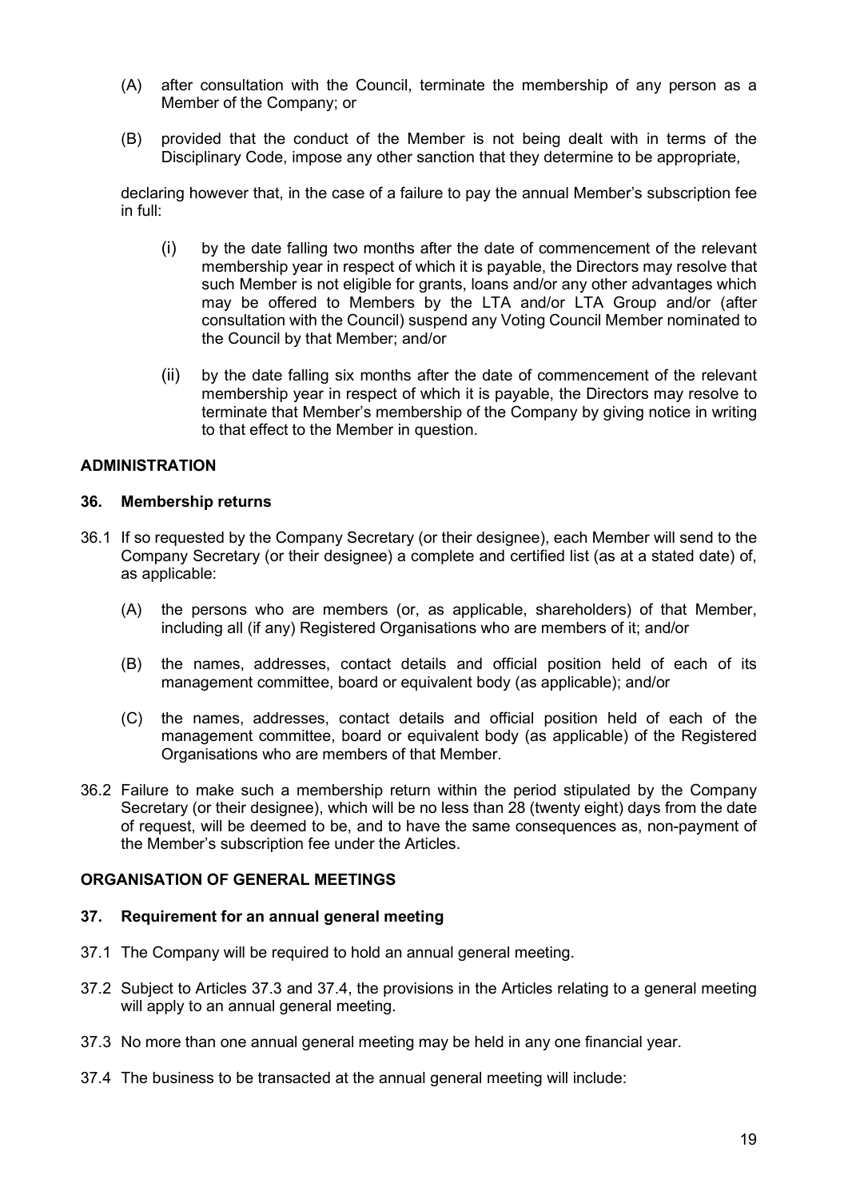(A) after consultation with the Council, terminate the membership of any person as a Member of the Company; or

(B) provided that the conduct of the Member is not being dealt with in terms of the Disciplinary Code, impose any other sanction that they determine to be appropriate,

declaring however that, in the case of a failure to pay the annual Member's subscription fee in full:

(i) by the date falling two months after the date of commencement of the relevant membership year in respect of which it is payable, the Directors may resolve that such Member is not eligible for grants, loans and/or any other advantages which may be offered to Members by the LTA and/or LTA Group and/or (after consultation with the Council) suspend any Voting Council Member nominated to the Council by that Member; and/or

(ii) by the date falling six months after the date of commencement of the relevant membership year in respect of which it is payable, the Directors may resolve to terminate that Member's membership of the Company by giving notice in writing to that effect to the Member in question.

## ADMINISTRATION

### 36. Membership returns

36.1 If so requested by the Company Secretary (or their designee), each Member will send to the Company Secretary (or their designee) a complete and certified list (as at a stated date) of, as applicable:

(A) the persons who are members (or, as applicable, shareholders) of that Member, including all (if any) Registered Organisations who are members of it; and/or

(B) the names, addresses, contact details and official position held of each of its management committee, board or equivalent body (as applicable); and/or

(C) the names, addresses, contact details and official position held of each of the management committee, board or equivalent body (as applicable) of the Registered Organisations who are members of that Member.

36.2 Failure to make such a membership return within the period stipulated by the Company Secretary (or their designee), which will be no less than 28 (twenty eight) days from the date of request, will be deemed to be, and to have the same consequences as, non-payment of the Member's subscription fee under the Articles.

## ORGANISATION OF GENERAL MEETINGS

### 37. Requirement for an annual general meeting

37.1 The Company will be required to hold an annual general meeting.

37.2 Subject to Articles 37.3 and 37.4, the provisions in the Articles relating to a general meeting will apply to an annual general meeting.

37.3 No more than one annual general meeting may be held in any one financial year.

37.4 The business to be transacted at the annual general meeting will include: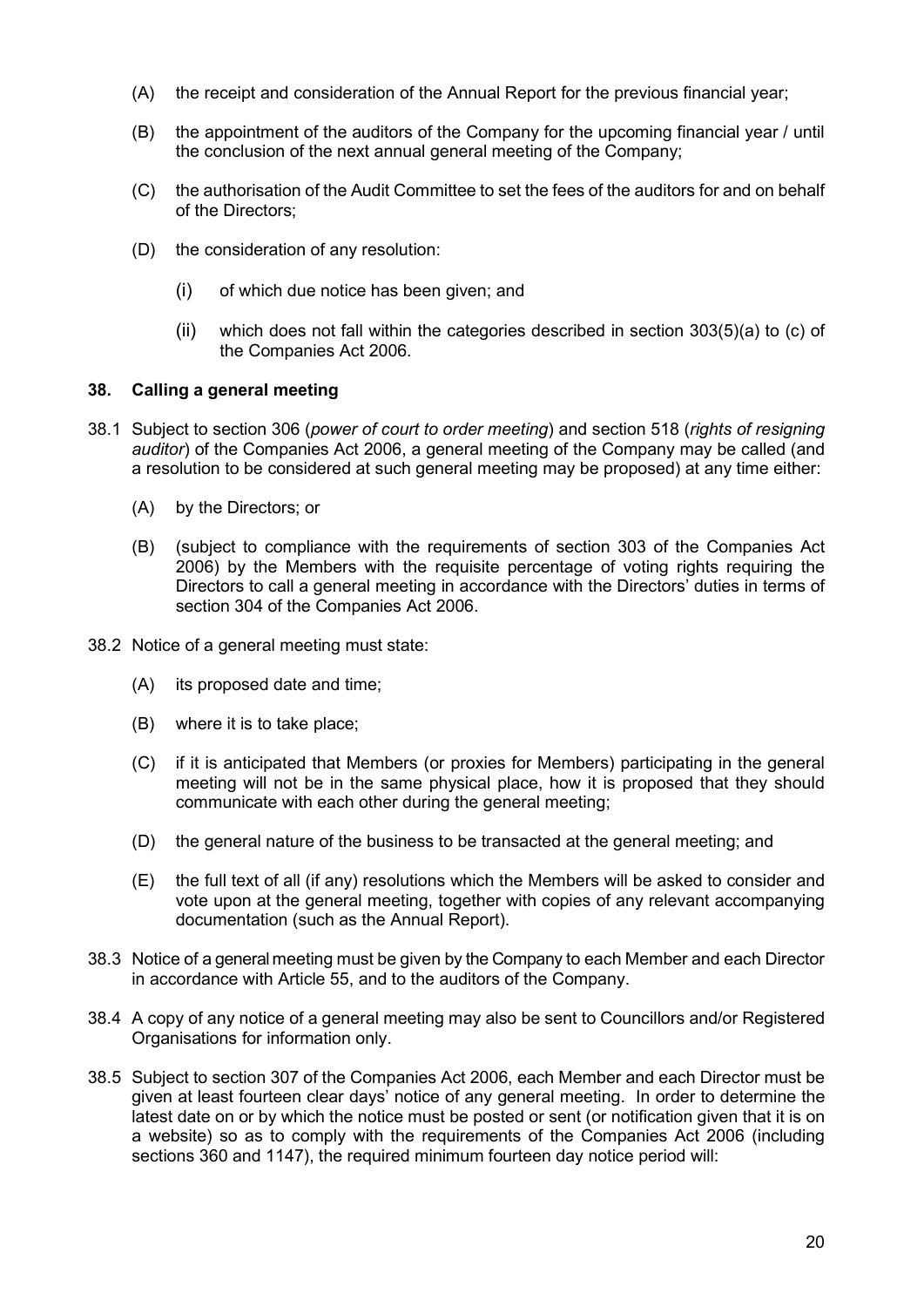(A) the receipt and consideration of the Annual Report for the previous financial year;

(B) the appointment of the auditors of the Company for the upcoming financial year / until the conclusion of the next annual general meeting of the Company;

(C) the authorisation of the Audit Committee to set the fees of the auditors for and on behalf of the Directors;

(D) the consideration of any resolution:

  (i) of which due notice has been given; and

  (ii) which does not fall within the categories described in section 303(5)(a) to (c) of the Companies Act 2006.

### 38. Calling a general meeting

38.1 Subject to section 306 (*power of court to order meeting*) and section 518 (*rights of resigning auditor*) of the Companies Act 2006, a general meeting of the Company may be called (and a resolution to be considered at such general meeting may be proposed) at any time either:

  (A) by the Directors; or

  (B) (subject to compliance with the requirements of section 303 of the Companies Act 2006) by the Members with the requisite percentage of voting rights requiring the Directors to call a general meeting in accordance with the Directors' duties in terms of section 304 of the Companies Act 2006.

38.2 Notice of a general meeting must state:

  (A) its proposed date and time;

  (B) where it is to take place;

  (C) if it is anticipated that Members (or proxies for Members) participating in the general meeting will not be in the same physical place, how it is proposed that they should communicate with each other during the general meeting;

  (D) the general nature of the business to be transacted at the general meeting; and

  (E) the full text of all (if any) resolutions which the Members will be asked to consider and vote upon at the general meeting, together with copies of any relevant accompanying documentation (such as the Annual Report).

38.3 Notice of a general meeting must be given by the Company to each Member and each Director in accordance with Article 55, and to the auditors of the Company.

38.4 A copy of any notice of a general meeting may also be sent to Councillors and/or Registered Organisations for information only.

38.5 Subject to section 307 of the Companies Act 2006, each Member and each Director must be given at least fourteen clear days' notice of any general meeting. In order to determine the latest date on or by which the notice must be posted or sent (or notification given that it is on a website) so as to comply with the requirements of the Companies Act 2006 (including sections 360 and 1147), the required minimum fourteen day notice period will: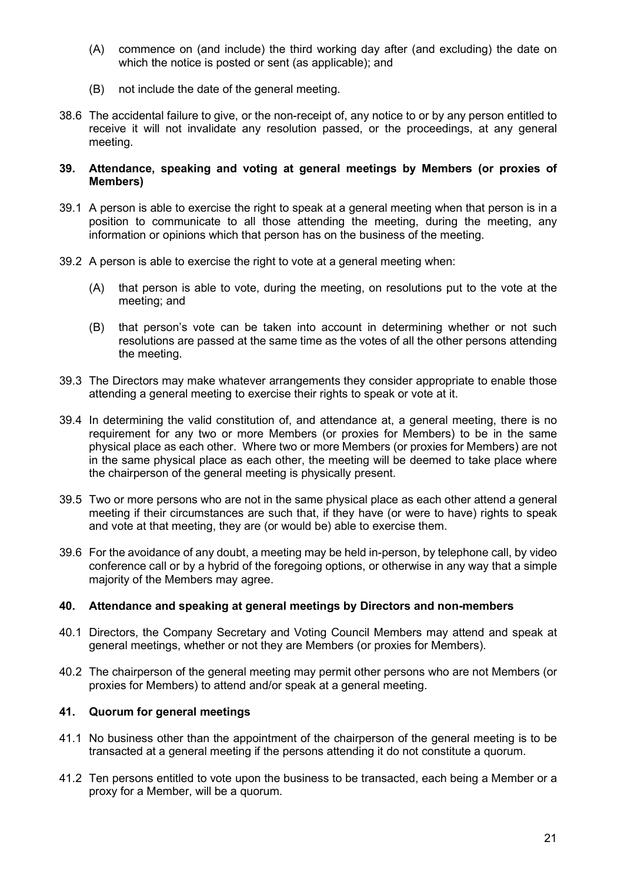(A) commence on (and include) the third working day after (and excluding) the date on which the notice is posted or sent (as applicable); and

(B) not include the date of the general meeting.

38.6 The accidental failure to give, or the non-receipt of, any notice to or by any person entitled to receive it will not invalidate any resolution passed, or the proceedings, at any general meeting.

## 39. Attendance, speaking and voting at general meetings by Members (or proxies of Members)

39.1 A person is able to exercise the right to speak at a general meeting when that person is in a position to communicate to all those attending the meeting, during the meeting, any information or opinions which that person has on the business of the meeting.

39.2 A person is able to exercise the right to vote at a general meeting when:

(A) that person is able to vote, during the meeting, on resolutions put to the vote at the meeting; and

(B) that person's vote can be taken into account in determining whether or not such resolutions are passed at the same time as the votes of all the other persons attending the meeting.

39.3 The Directors may make whatever arrangements they consider appropriate to enable those attending a general meeting to exercise their rights to speak or vote at it.

39.4 In determining the valid constitution of, and attendance at, a general meeting, there is no requirement for any two or more Members (or proxies for Members) to be in the same physical place as each other. Where two or more Members (or proxies for Members) are not in the same physical place as each other, the meeting will be deemed to take place where the chairperson of the general meeting is physically present.

39.5 Two or more persons who are not in the same physical place as each other attend a general meeting if their circumstances are such that, if they have (or were to have) rights to speak and vote at that meeting, they are (or would be) able to exercise them.

39.6 For the avoidance of any doubt, a meeting may be held in-person, by telephone call, by video conference call or by a hybrid of the foregoing options, or otherwise in any way that a simple majority of the Members may agree.

## 40. Attendance and speaking at general meetings by Directors and non-members

40.1 Directors, the Company Secretary and Voting Council Members may attend and speak at general meetings, whether or not they are Members (or proxies for Members).

40.2 The chairperson of the general meeting may permit other persons who are not Members (or proxies for Members) to attend and/or speak at a general meeting.

## 41. Quorum for general meetings

41.1 No business other than the appointment of the chairperson of the general meeting is to be transacted at a general meeting if the persons attending it do not constitute a quorum.

41.2 Ten persons entitled to vote upon the business to be transacted, each being a Member or a proxy for a Member, will be a quorum.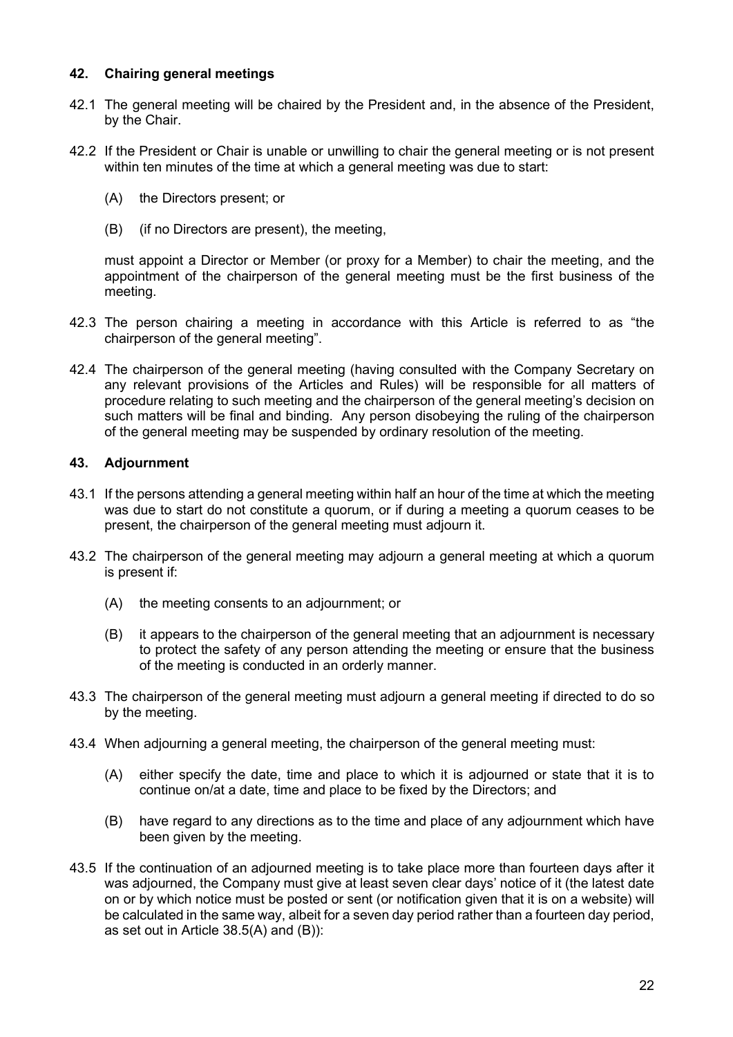## 42. Chairing general meetings

42.1 The general meeting will be chaired by the President and, in the absence of the President, by the Chair.

42.2 If the President or Chair is unable or unwilling to chair the general meeting or is not present within ten minutes of the time at which a general meeting was due to start:

(A) the Directors present; or

(B) (if no Directors are present), the meeting,

must appoint a Director or Member (or proxy for a Member) to chair the meeting, and the appointment of the chairperson of the general meeting must be the first business of the meeting.

42.3 The person chairing a meeting in accordance with this Article is referred to as "the chairperson of the general meeting".

42.4 The chairperson of the general meeting (having consulted with the Company Secretary on any relevant provisions of the Articles and Rules) will be responsible for all matters of procedure relating to such meeting and the chairperson of the general meeting's decision on such matters will be final and binding. Any person disobeying the ruling of the chairperson of the general meeting may be suspended by ordinary resolution of the meeting.

## 43. Adjournment

43.1 If the persons attending a general meeting within half an hour of the time at which the meeting was due to start do not constitute a quorum, or if during a meeting a quorum ceases to be present, the chairperson of the general meeting must adjourn it.

43.2 The chairperson of the general meeting may adjourn a general meeting at which a quorum is present if:

(A) the meeting consents to an adjournment; or

(B) it appears to the chairperson of the general meeting that an adjournment is necessary to protect the safety of any person attending the meeting or ensure that the business of the meeting is conducted in an orderly manner.

43.3 The chairperson of the general meeting must adjourn a general meeting if directed to do so by the meeting.

43.4 When adjourning a general meeting, the chairperson of the general meeting must:

(A) either specify the date, time and place to which it is adjourned or state that it is to continue on/at a date, time and place to be fixed by the Directors; and

(B) have regard to any directions as to the time and place of any adjournment which have been given by the meeting.

43.5 If the continuation of an adjourned meeting is to take place more than fourteen days after it was adjourned, the Company must give at least seven clear days' notice of it (the latest date on or by which notice must be posted or sent (or notification given that it is on a website) will be calculated in the same way, albeit for a seven day period rather than a fourteen day period, as set out in Article 38.5(A) and (B)):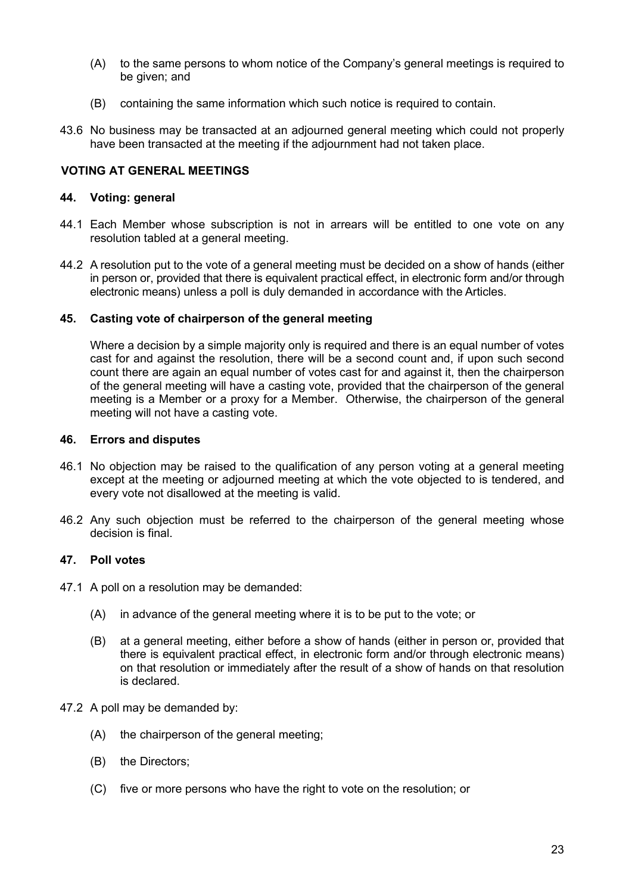(A) to the same persons to whom notice of the Company's general meetings is required to be given; and

(B) containing the same information which such notice is required to contain.

43.6 No business may be transacted at an adjourned general meeting which could not properly have been transacted at the meeting if the adjournment had not taken place.

## VOTING AT GENERAL MEETINGS

### 44. Voting: general

44.1 Each Member whose subscription is not in arrears will be entitled to one vote on any resolution tabled at a general meeting.

44.2 A resolution put to the vote of a general meeting must be decided on a show of hands (either in person or, provided that there is equivalent practical effect, in electronic form and/or through electronic means) unless a poll is duly demanded in accordance with the Articles.

### 45. Casting vote of chairperson of the general meeting

Where a decision by a simple majority only is required and there is an equal number of votes cast for and against the resolution, there will be a second count and, if upon such second count there are again an equal number of votes cast for and against it, then the chairperson of the general meeting will have a casting vote, provided that the chairperson of the general meeting is a Member or a proxy for a Member. Otherwise, the chairperson of the general meeting will not have a casting vote.

### 46. Errors and disputes

46.1 No objection may be raised to the qualification of any person voting at a general meeting except at the meeting or adjourned meeting at which the vote objected to is tendered, and every vote not disallowed at the meeting is valid.

46.2 Any such objection must be referred to the chairperson of the general meeting whose decision is final.

### 47. Poll votes

47.1 A poll on a resolution may be demanded:

(A) in advance of the general meeting where it is to be put to the vote; or

(B) at a general meeting, either before a show of hands (either in person or, provided that there is equivalent practical effect, in electronic form and/or through electronic means) on that resolution or immediately after the result of a show of hands on that resolution is declared.

47.2 A poll may be demanded by:

(A) the chairperson of the general meeting;

(B) the Directors;

(C) five or more persons who have the right to vote on the resolution; or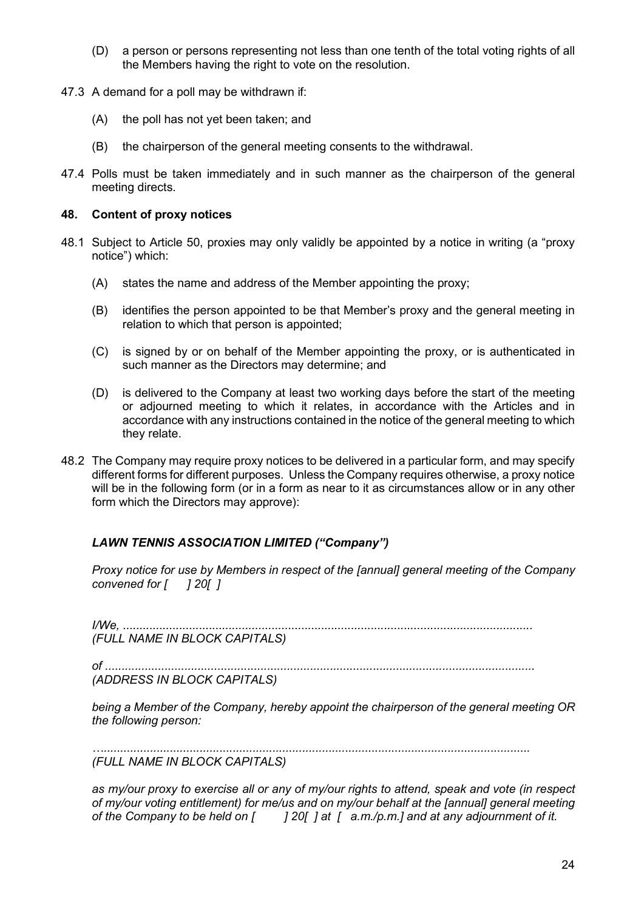(D) a person or persons representing not less than one tenth of the total voting rights of all the Members having the right to vote on the resolution.

47.3 A demand for a poll may be withdrawn if:

(A) the poll has not yet been taken; and

(B) the chairperson of the general meeting consents to the withdrawal.

47.4 Polls must be taken immediately and in such manner as the chairperson of the general meeting directs.

**48. Content of proxy notices**

48.1 Subject to Article 50, proxies may only validly be appointed by a notice in writing (a "proxy notice") which:

(A) states the name and address of the Member appointing the proxy;

(B) identifies the person appointed to be that Member's proxy and the general meeting in relation to which that person is appointed;

(C) is signed by or on behalf of the Member appointing the proxy, or is authenticated in such manner as the Directors may determine; and

(D) is delivered to the Company at least two working days before the start of the meeting or adjourned meeting to which it relates, in accordance with the Articles and in accordance with any instructions contained in the notice of the general meeting to which they relate.

48.2 The Company may require proxy notices to be delivered in a particular form, and may specify different forms for different purposes. Unless the Company requires otherwise, a proxy notice will be in the following form (or in a form as near to it as circumstances allow or in any other form which the Directors may approve):

***LAWN TENNIS ASSOCIATION LIMITED ("Company")***

*Proxy notice for use by Members in respect of the [annual] general meeting of the Company convened for [ ] 20[ ]*

*I/We, ............................................................................................................................*
*(FULL NAME IN BLOCK CAPITALS)*

*of ..................................................................................................................................*
*(ADDRESS IN BLOCK CAPITALS)*

*being a Member of the Company, hereby appoint the chairperson of the general meeting OR the following person:*

*…...................................................................................................................................*
*(FULL NAME IN BLOCK CAPITALS)*

*as my/our proxy to exercise all or any of my/our rights to attend, speak and vote (in respect of my/our voting entitlement) for me/us and on my/our behalf at the [annual] general meeting of the Company to be held on [ ] 20[ ] at [ a.m./p.m.] and at any adjournment of it.*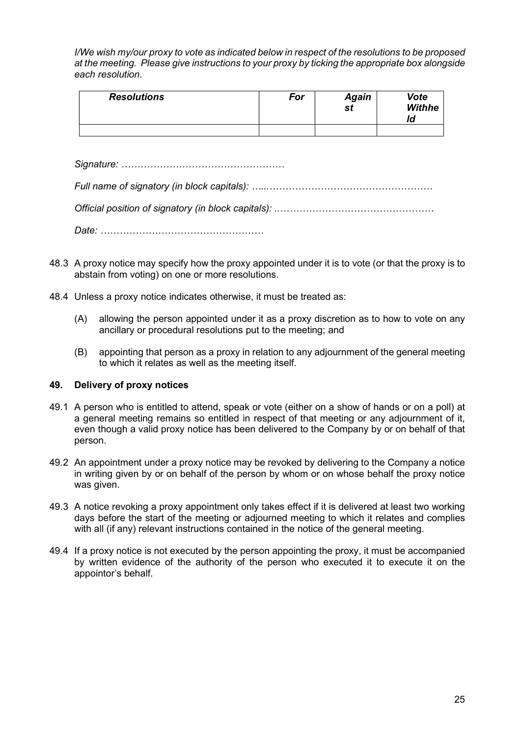*I/We wish my/our proxy to vote as indicated below in respect of the resolutions to be proposed at the meeting. Please give instructions to your proxy by ticking the appropriate box alongside each resolution.*

| ***Resolutions*** | ***For*** | ***Against*** | ***Vote Withheld*** |
|---|---|---|---|
| | | | |

*Signature: ……………………………………………*

*Full name of signatory (in block capitals): …..……………………………………………*

*Official position of signatory (in block capitals): .…………………………………………*

*Date: ……………………………………………*

48.3 A proxy notice may specify how the proxy appointed under it is to vote (or that the proxy is to abstain from voting) on one or more resolutions.

48.4 Unless a proxy notice indicates otherwise, it must be treated as:

(A) allowing the person appointed under it as a proxy discretion as to how to vote on any ancillary or procedural resolutions put to the meeting; and

(B) appointing that person as a proxy in relation to any adjournment of the general meeting to which it relates as well as the meeting itself.

## 49. Delivery of proxy notices

49.1 A person who is entitled to attend, speak or vote (either on a show of hands or on a poll) at a general meeting remains so entitled in respect of that meeting or any adjournment of it, even though a valid proxy notice has been delivered to the Company by or on behalf of that person.

49.2 An appointment under a proxy notice may be revoked by delivering to the Company a notice in writing given by or on behalf of the person by whom or on whose behalf the proxy notice was given.

49.3 A notice revoking a proxy appointment only takes effect if it is delivered at least two working days before the start of the meeting or adjourned meeting to which it relates and complies with all (if any) relevant instructions contained in the notice of the general meeting.

49.4 If a proxy notice is not executed by the person appointing the proxy, it must be accompanied by written evidence of the authority of the person who executed it to execute it on the appointor's behalf.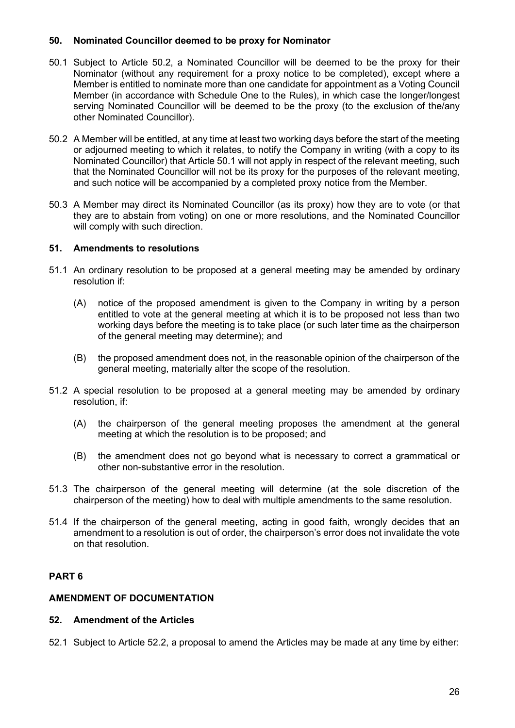### 50. Nominated Councillor deemed to be proxy for Nominator

50.1 Subject to Article 50.2, a Nominated Councillor will be deemed to be the proxy for their Nominator (without any requirement for a proxy notice to be completed), except where a Member is entitled to nominate more than one candidate for appointment as a Voting Council Member (in accordance with Schedule One to the Rules), in which case the longer/longest serving Nominated Councillor will be deemed to be the proxy (to the exclusion of the/any other Nominated Councillor).

50.2 A Member will be entitled, at any time at least two working days before the start of the meeting or adjourned meeting to which it relates, to notify the Company in writing (with a copy to its Nominated Councillor) that Article 50.1 will not apply in respect of the relevant meeting, such that the Nominated Councillor will not be its proxy for the purposes of the relevant meeting, and such notice will be accompanied by a completed proxy notice from the Member.

50.3 A Member may direct its Nominated Councillor (as its proxy) how they are to vote (or that they are to abstain from voting) on one or more resolutions, and the Nominated Councillor will comply with such direction.

### 51. Amendments to resolutions

51.1 An ordinary resolution to be proposed at a general meeting may be amended by ordinary resolution if:

- (A) notice of the proposed amendment is given to the Company in writing by a person entitled to vote at the general meeting at which it is to be proposed not less than two working days before the meeting is to take place (or such later time as the chairperson of the general meeting may determine); and
- (B) the proposed amendment does not, in the reasonable opinion of the chairperson of the general meeting, materially alter the scope of the resolution.

51.2 A special resolution to be proposed at a general meeting may be amended by ordinary resolution, if:

- (A) the chairperson of the general meeting proposes the amendment at the general meeting at which the resolution is to be proposed; and
- (B) the amendment does not go beyond what is necessary to correct a grammatical or other non-substantive error in the resolution.

51.3 The chairperson of the general meeting will determine (at the sole discretion of the chairperson of the meeting) how to deal with multiple amendments to the same resolution.

51.4 If the chairperson of the general meeting, acting in good faith, wrongly decides that an amendment to a resolution is out of order, the chairperson's error does not invalidate the vote on that resolution.

## PART 6

## AMENDMENT OF DOCUMENTATION

### 52. Amendment of the Articles

52.1 Subject to Article 52.2, a proposal to amend the Articles may be made at any time by either: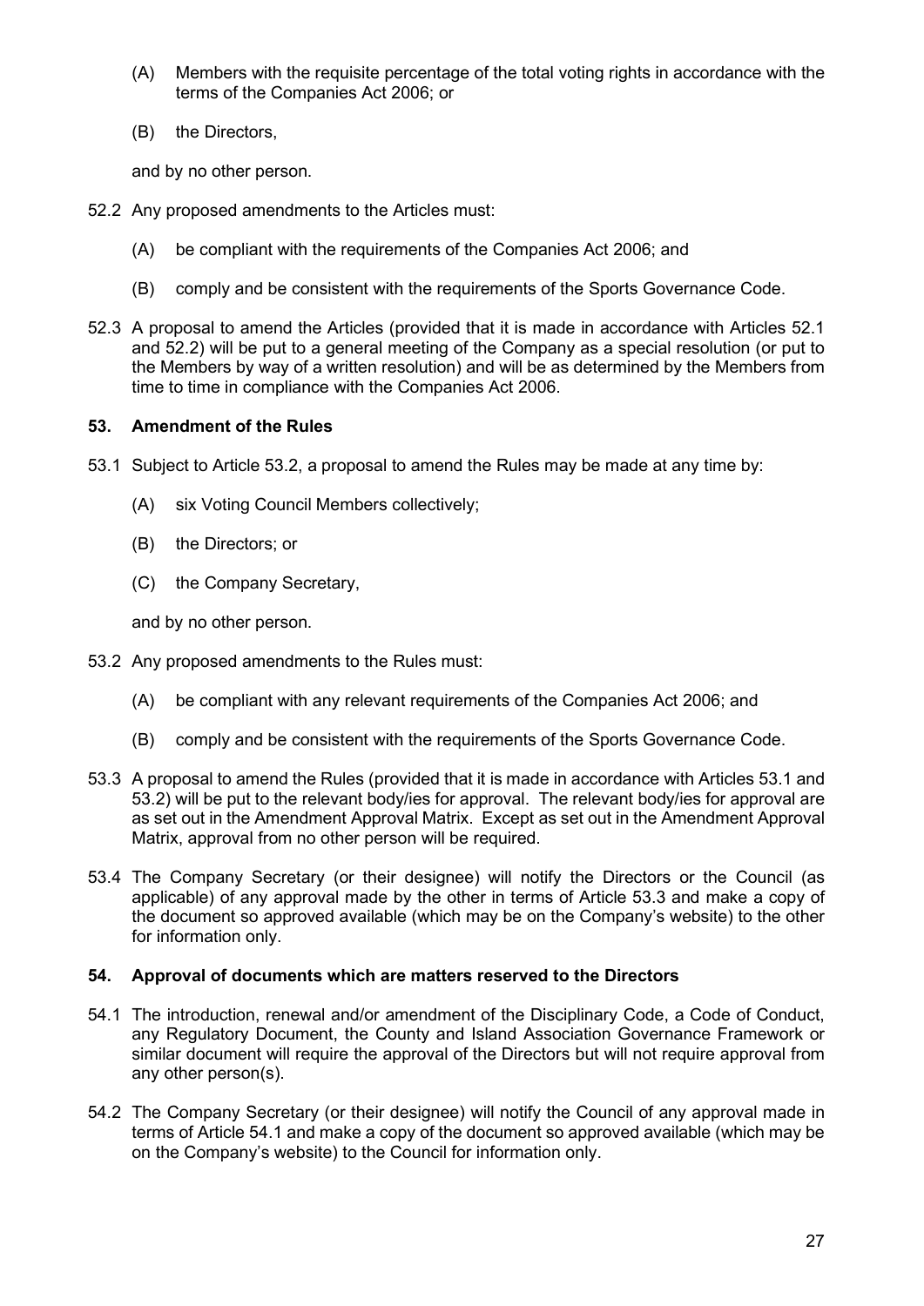(A) Members with the requisite percentage of the total voting rights in accordance with the terms of the Companies Act 2006; or

(B) the Directors,

and by no other person.

52.2 Any proposed amendments to the Articles must:

(A) be compliant with the requirements of the Companies Act 2006; and

(B) comply and be consistent with the requirements of the Sports Governance Code.

52.3 A proposal to amend the Articles (provided that it is made in accordance with Articles 52.1 and 52.2) will be put to a general meeting of the Company as a special resolution (or put to the Members by way of a written resolution) and will be as determined by the Members from time to time in compliance with the Companies Act 2006.

## 53. Amendment of the Rules

53.1 Subject to Article 53.2, a proposal to amend the Rules may be made at any time by:

(A) six Voting Council Members collectively;

(B) the Directors; or

(C) the Company Secretary,

and by no other person.

53.2 Any proposed amendments to the Rules must:

(A) be compliant with any relevant requirements of the Companies Act 2006; and

(B) comply and be consistent with the requirements of the Sports Governance Code.

53.3 A proposal to amend the Rules (provided that it is made in accordance with Articles 53.1 and 53.2) will be put to the relevant body/ies for approval. The relevant body/ies for approval are as set out in the Amendment Approval Matrix. Except as set out in the Amendment Approval Matrix, approval from no other person will be required.

53.4 The Company Secretary (or their designee) will notify the Directors or the Council (as applicable) of any approval made by the other in terms of Article 53.3 and make a copy of the document so approved available (which may be on the Company's website) to the other for information only.

## 54. Approval of documents which are matters reserved to the Directors

54.1 The introduction, renewal and/or amendment of the Disciplinary Code, a Code of Conduct, any Regulatory Document, the County and Island Association Governance Framework or similar document will require the approval of the Directors but will not require approval from any other person(s).

54.2 The Company Secretary (or their designee) will notify the Council of any approval made in terms of Article 54.1 and make a copy of the document so approved available (which may be on the Company's website) to the Council for information only.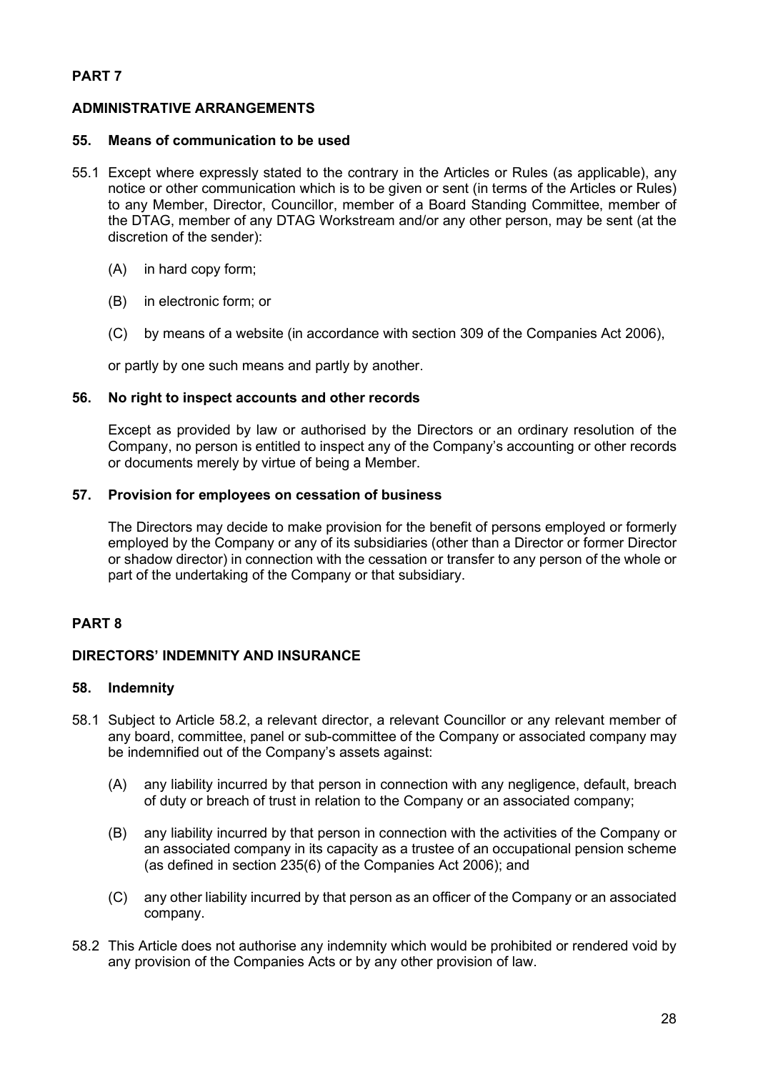## PART 7

## ADMINISTRATIVE ARRANGEMENTS

### 55. Means of communication to be used

55.1 Except where expressly stated to the contrary in the Articles or Rules (as applicable), any notice or other communication which is to be given or sent (in terms of the Articles or Rules) to any Member, Director, Councillor, member of a Board Standing Committee, member of the DTAG, member of any DTAG Workstream and/or any other person, may be sent (at the discretion of the sender):

(A) in hard copy form;

(B) in electronic form; or

(C) by means of a website (in accordance with section 309 of the Companies Act 2006),

or partly by one such means and partly by another.

### 56. No right to inspect accounts and other records

Except as provided by law or authorised by the Directors or an ordinary resolution of the Company, no person is entitled to inspect any of the Company's accounting or other records or documents merely by virtue of being a Member.

### 57. Provision for employees on cessation of business

The Directors may decide to make provision for the benefit of persons employed or formerly employed by the Company or any of its subsidiaries (other than a Director or former Director or shadow director) in connection with the cessation or transfer to any person of the whole or part of the undertaking of the Company or that subsidiary.

## PART 8

## DIRECTORS' INDEMNITY AND INSURANCE

### 58. Indemnity

58.1 Subject to Article 58.2, a relevant director, a relevant Councillor or any relevant member of any board, committee, panel or sub-committee of the Company or associated company may be indemnified out of the Company's assets against:

(A) any liability incurred by that person in connection with any negligence, default, breach of duty or breach of trust in relation to the Company or an associated company;

(B) any liability incurred by that person in connection with the activities of the Company or an associated company in its capacity as a trustee of an occupational pension scheme (as defined in section 235(6) of the Companies Act 2006); and

(C) any other liability incurred by that person as an officer of the Company or an associated company.

58.2 This Article does not authorise any indemnity which would be prohibited or rendered void by any provision of the Companies Acts or by any other provision of law.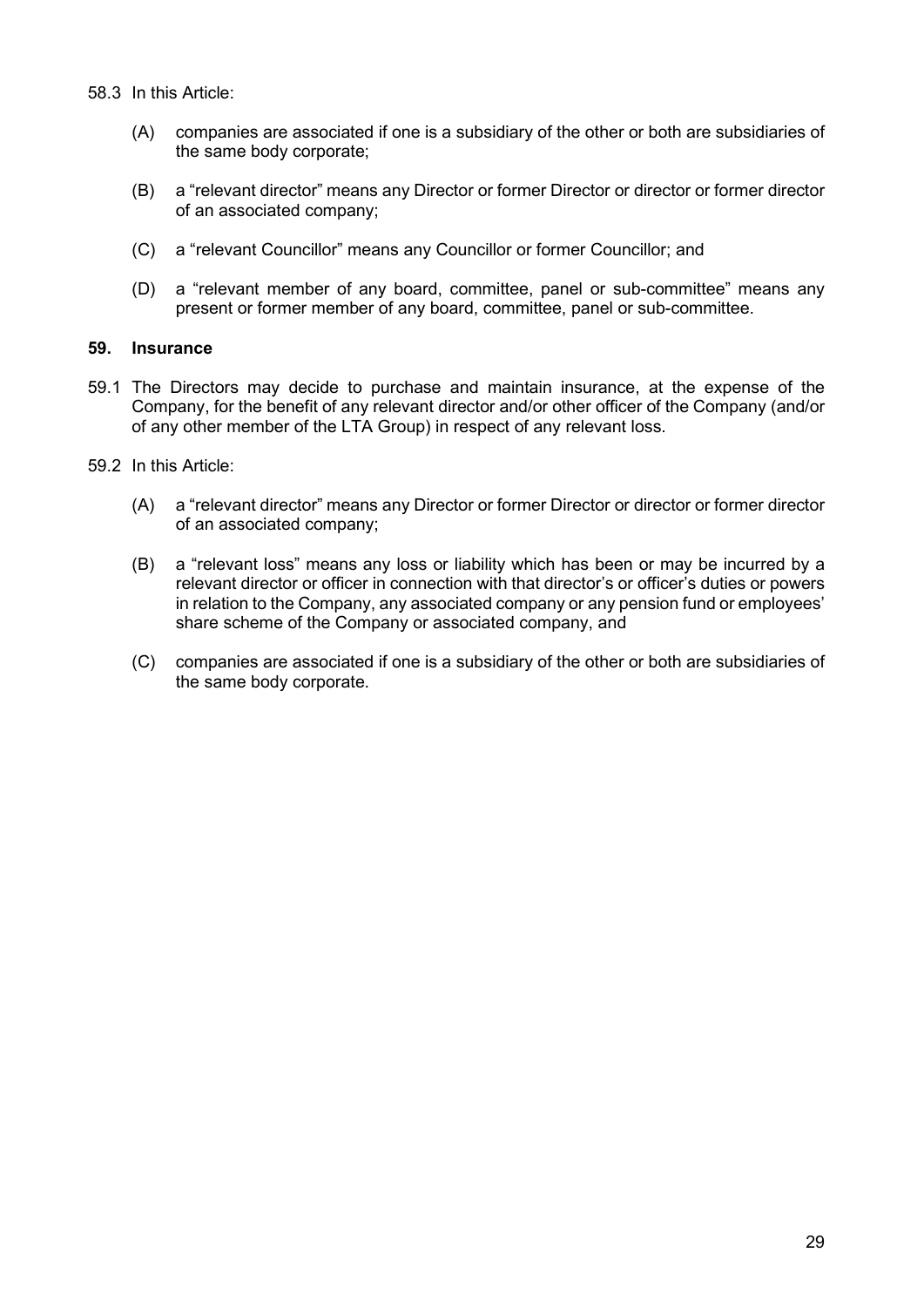58.3 In this Article:

(A) companies are associated if one is a subsidiary of the other or both are subsidiaries of the same body corporate;

(B) a "relevant director" means any Director or former Director or director or former director of an associated company;

(C) a "relevant Councillor" means any Councillor or former Councillor; and

(D) a "relevant member of any board, committee, panel or sub-committee" means any present or former member of any board, committee, panel or sub-committee.

## 59. Insurance

59.1 The Directors may decide to purchase and maintain insurance, at the expense of the Company, for the benefit of any relevant director and/or other officer of the Company (and/or of any other member of the LTA Group) in respect of any relevant loss.

59.2 In this Article:

(A) a "relevant director" means any Director or former Director or director or former director of an associated company;

(B) a "relevant loss" means any loss or liability which has been or may be incurred by a relevant director or officer in connection with that director's or officer's duties or powers in relation to the Company, any associated company or any pension fund or employees' share scheme of the Company or associated company, and

(C) companies are associated if one is a subsidiary of the other or both are subsidiaries of the same body corporate.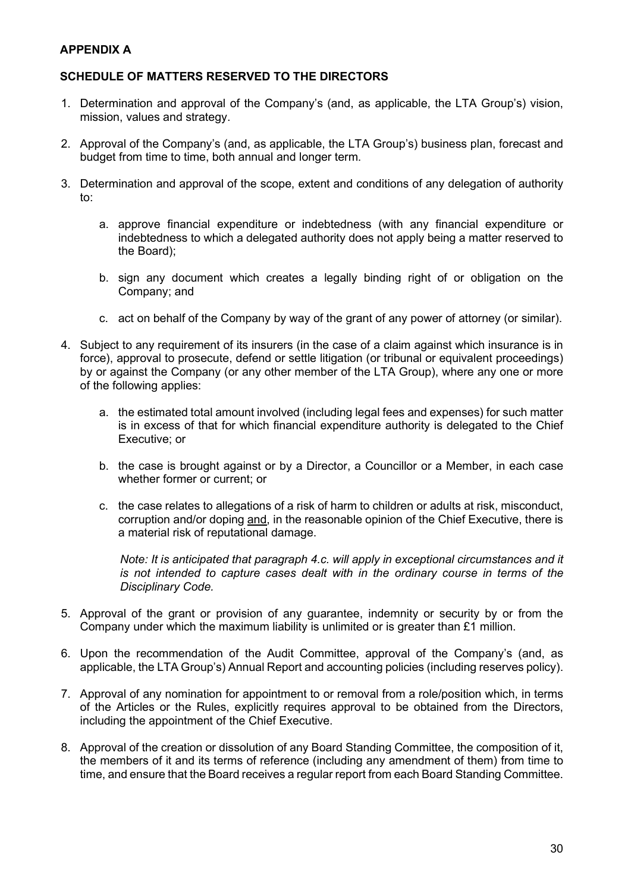**APPENDIX A**

**SCHEDULE OF MATTERS RESERVED TO THE DIRECTORS**

1. Determination and approval of the Company's (and, as applicable, the LTA Group's) vision, mission, values and strategy.

2. Approval of the Company's (and, as applicable, the LTA Group's) business plan, forecast and budget from time to time, both annual and longer term.

3. Determination and approval of the scope, extent and conditions of any delegation of authority to:

   a. approve financial expenditure or indebtedness (with any financial expenditure or indebtedness to which a delegated authority does not apply being a matter reserved to the Board);

   b. sign any document which creates a legally binding right of or obligation on the Company; and

   c. act on behalf of the Company by way of the grant of any power of attorney (or similar).

4. Subject to any requirement of its insurers (in the case of a claim against which insurance is in force), approval to prosecute, defend or settle litigation (or tribunal or equivalent proceedings) by or against the Company (or any other member of the LTA Group), where any one or more of the following applies:

   a. the estimated total amount involved (including legal fees and expenses) for such matter is in excess of that for which financial expenditure authority is delegated to the Chief Executive; or

   b. the case is brought against or by a Director, a Councillor or a Member, in each case whether former or current; or

   c. the case relates to allegations of a risk of harm to children or adults at risk, misconduct, corruption and/or doping <u>and</u>, in the reasonable opinion of the Chief Executive, there is a material risk of reputational damage.

   *Note: It is anticipated that paragraph 4.c. will apply in exceptional circumstances and it is not intended to capture cases dealt with in the ordinary course in terms of the Disciplinary Code.*

5. Approval of the grant or provision of any guarantee, indemnity or security by or from the Company under which the maximum liability is unlimited or is greater than £1 million.

6. Upon the recommendation of the Audit Committee, approval of the Company's (and, as applicable, the LTA Group's) Annual Report and accounting policies (including reserves policy).

7. Approval of any nomination for appointment to or removal from a role/position which, in terms of the Articles or the Rules, explicitly requires approval to be obtained from the Directors, including the appointment of the Chief Executive.

8. Approval of the creation or dissolution of any Board Standing Committee, the composition of it, the members of it and its terms of reference (including any amendment of them) from time to time, and ensure that the Board receives a regular report from each Board Standing Committee.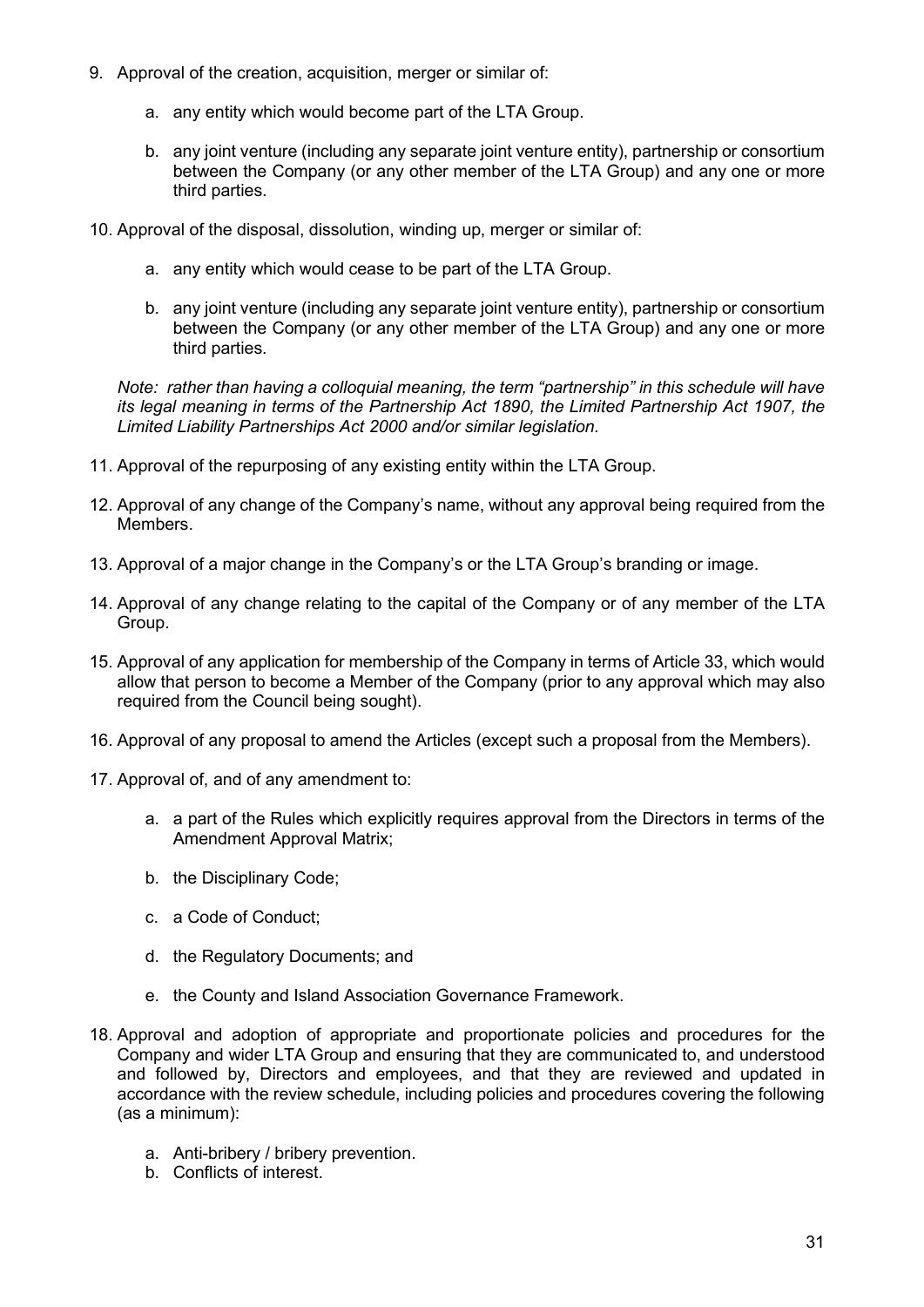9. Approval of the creation, acquisition, merger or similar of:

    a. any entity which would become part of the LTA Group.

    b. any joint venture (including any separate joint venture entity), partnership or consortium between the Company (or any other member of the LTA Group) and any one or more third parties.

10. Approval of the disposal, dissolution, winding up, merger or similar of:

    a. any entity which would cease to be part of the LTA Group.

    b. any joint venture (including any separate joint venture entity), partnership or consortium between the Company (or any other member of the LTA Group) and any one or more third parties.

    *Note: rather than having a colloquial meaning, the term "partnership" in this schedule will have its legal meaning in terms of the Partnership Act 1890, the Limited Partnership Act 1907, the Limited Liability Partnerships Act 2000 and/or similar legislation.*

11. Approval of the repurposing of any existing entity within the LTA Group.

12. Approval of any change of the Company's name, without any approval being required from the Members.

13. Approval of a major change in the Company's or the LTA Group's branding or image.

14. Approval of any change relating to the capital of the Company or of any member of the LTA Group.

15. Approval of any application for membership of the Company in terms of Article 33, which would allow that person to become a Member of the Company (prior to any approval which may also required from the Council being sought).

16. Approval of any proposal to amend the Articles (except such a proposal from the Members).

17. Approval of, and of any amendment to:

    a. a part of the Rules which explicitly requires approval from the Directors in terms of the Amendment Approval Matrix;

    b. the Disciplinary Code;

    c. a Code of Conduct;

    d. the Regulatory Documents; and

    e. the County and Island Association Governance Framework.

18. Approval and adoption of appropriate and proportionate policies and procedures for the Company and wider LTA Group and ensuring that they are communicated to, and understood and followed by, Directors and employees, and that they are reviewed and updated in accordance with the review schedule, including policies and procedures covering the following (as a minimum):

    a. Anti-bribery / bribery prevention.
    b. Conflicts of interest.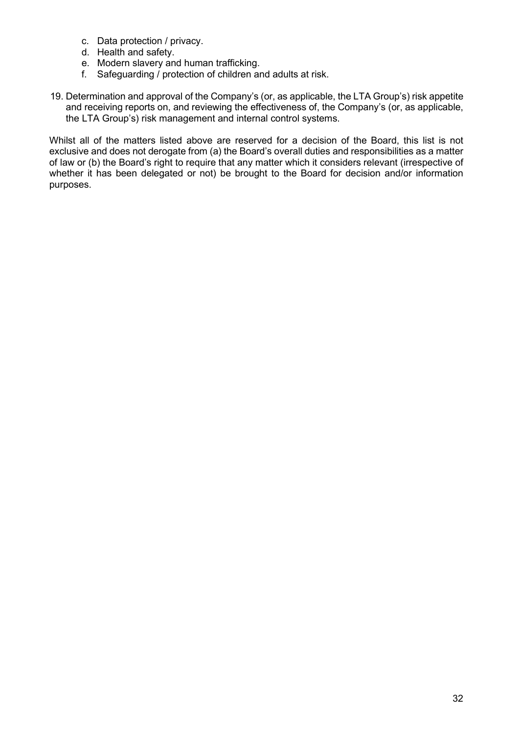c. Data protection / privacy.
d. Health and safety.
e. Modern slavery and human trafficking.
f. Safeguarding / protection of children and adults at risk.

19. Determination and approval of the Company's (or, as applicable, the LTA Group's) risk appetite and receiving reports on, and reviewing the effectiveness of, the Company's (or, as applicable, the LTA Group's) risk management and internal control systems.

Whilst all of the matters listed above are reserved for a decision of the Board, this list is not exclusive and does not derogate from (a) the Board's overall duties and responsibilities as a matter of law or (b) the Board's right to require that any matter which it considers relevant (irrespective of whether it has been delegated or not) be brought to the Board for decision and/or information purposes.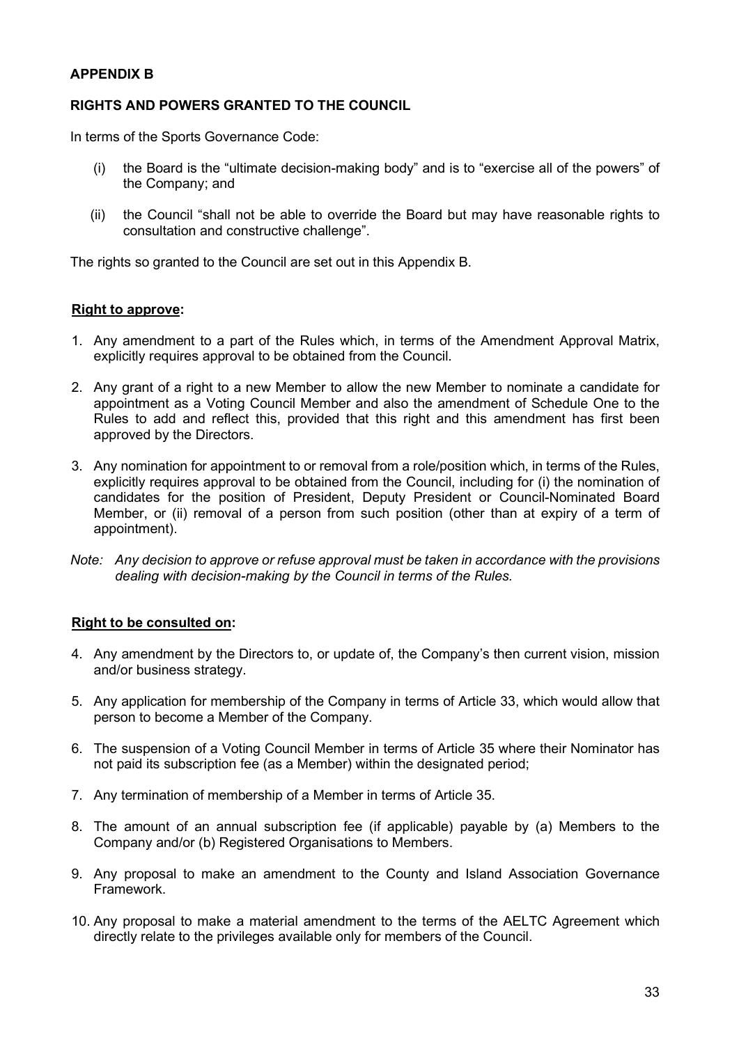## APPENDIX B

## RIGHTS AND POWERS GRANTED TO THE COUNCIL

In terms of the Sports Governance Code:

(i) the Board is the "ultimate decision-making body" and is to "exercise all of the powers" of the Company; and

(ii) the Council "shall not be able to override the Board but may have reasonable rights to consultation and constructive challenge".

The rights so granted to the Council are set out in this Appendix B.

**<u>Right to approve</u>:**

1. Any amendment to a part of the Rules which, in terms of the Amendment Approval Matrix, explicitly requires approval to be obtained from the Council.
2. Any grant of a right to a new Member to allow the new Member to nominate a candidate for appointment as a Voting Council Member and also the amendment of Schedule One to the Rules to add and reflect this, provided that this right and this amendment has first been approved by the Directors.
3. Any nomination for appointment to or removal from a role/position which, in terms of the Rules, explicitly requires approval to be obtained from the Council, including for (i) the nomination of candidates for the position of President, Deputy President or Council-Nominated Board Member, or (ii) removal of a person from such position (other than at expiry of a term of appointment).

*Note: Any decision to approve or refuse approval must be taken in accordance with the provisions dealing with decision-making by the Council in terms of the Rules.*

**<u>Right to be consulted on</u>:**

4. Any amendment by the Directors to, or update of, the Company's then current vision, mission and/or business strategy.
5. Any application for membership of the Company in terms of Article 33, which would allow that person to become a Member of the Company.
6. The suspension of a Voting Council Member in terms of Article 35 where their Nominator has not paid its subscription fee (as a Member) within the designated period;
7. Any termination of membership of a Member in terms of Article 35.
8. The amount of an annual subscription fee (if applicable) payable by (a) Members to the Company and/or (b) Registered Organisations to Members.
9. Any proposal to make an amendment to the County and Island Association Governance Framework.
10. Any proposal to make a material amendment to the terms of the AELTC Agreement which directly relate to the privileges available only for members of the Council.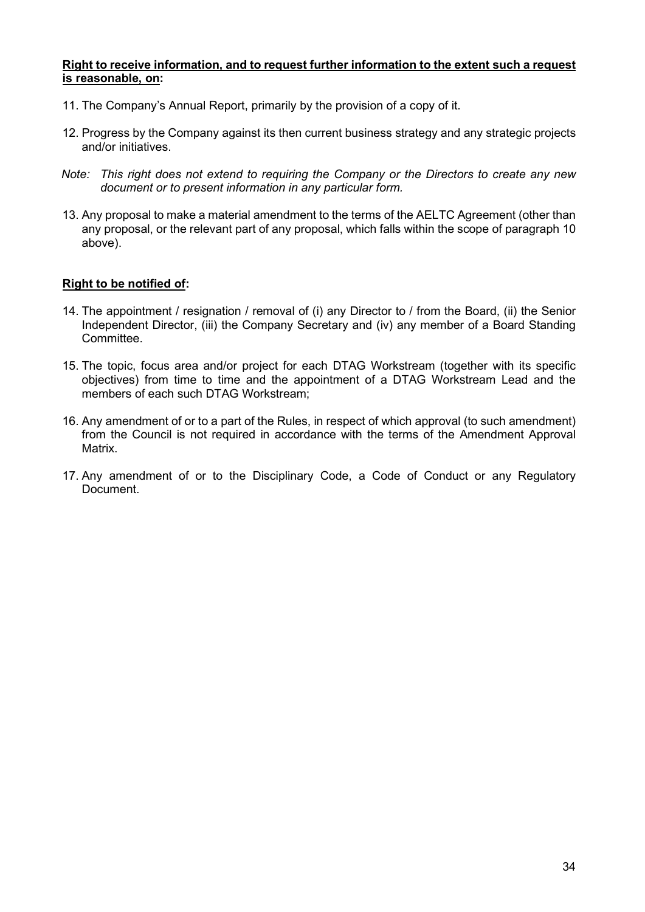**<u>Right to receive information, and to request further information to the extent such a request is reasonable, on</u>:**

11. The Company's Annual Report, primarily by the provision of a copy of it.

12. Progress by the Company against its then current business strategy and any strategic projects and/or initiatives.

*Note: This right does not extend to requiring the Company or the Directors to create any new document or to present information in any particular form.*

13. Any proposal to make a material amendment to the terms of the AELTC Agreement (other than any proposal, or the relevant part of any proposal, which falls within the scope of paragraph 10 above).

**<u>Right to be notified of</u>:**

14. The appointment / resignation / removal of (i) any Director to / from the Board, (ii) the Senior Independent Director, (iii) the Company Secretary and (iv) any member of a Board Standing Committee.

15. The topic, focus area and/or project for each DTAG Workstream (together with its specific objectives) from time to time and the appointment of a DTAG Workstream Lead and the members of each such DTAG Workstream;

16. Any amendment of or to a part of the Rules, in respect of which approval (to such amendment) from the Council is not required in accordance with the terms of the Amendment Approval Matrix.

17. Any amendment of or to the Disciplinary Code, a Code of Conduct or any Regulatory Document.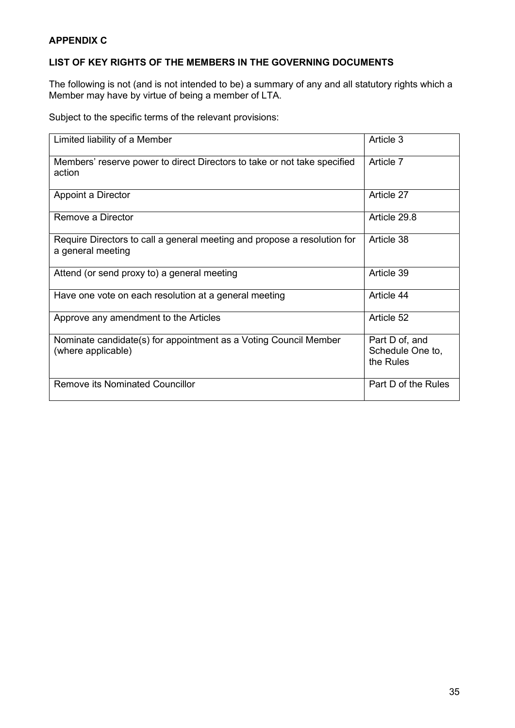**APPENDIX C**

**LIST OF KEY RIGHTS OF THE MEMBERS IN THE GOVERNING DOCUMENTS**

The following is not (and is not intended to be) a summary of any and all statutory rights which a Member may have by virtue of being a member of LTA.

Subject to the specific terms of the relevant provisions:

| | |
|---|---|
| Limited liability of a Member | Article 3 |
| Members' reserve power to direct Directors to take or not take specified action | Article 7 |
| Appoint a Director | Article 27 |
| Remove a Director | Article 29.8 |
| Require Directors to call a general meeting and propose a resolution for a general meeting | Article 38 |
| Attend (or send proxy to) a general meeting | Article 39 |
| Have one vote on each resolution at a general meeting | Article 44 |
| Approve any amendment to the Articles | Article 52 |
| Nominate candidate(s) for appointment as a Voting Council Member (where applicable) | Part D of, and Schedule One to, the Rules |
| Remove its Nominated Councillor | Part D of the Rules |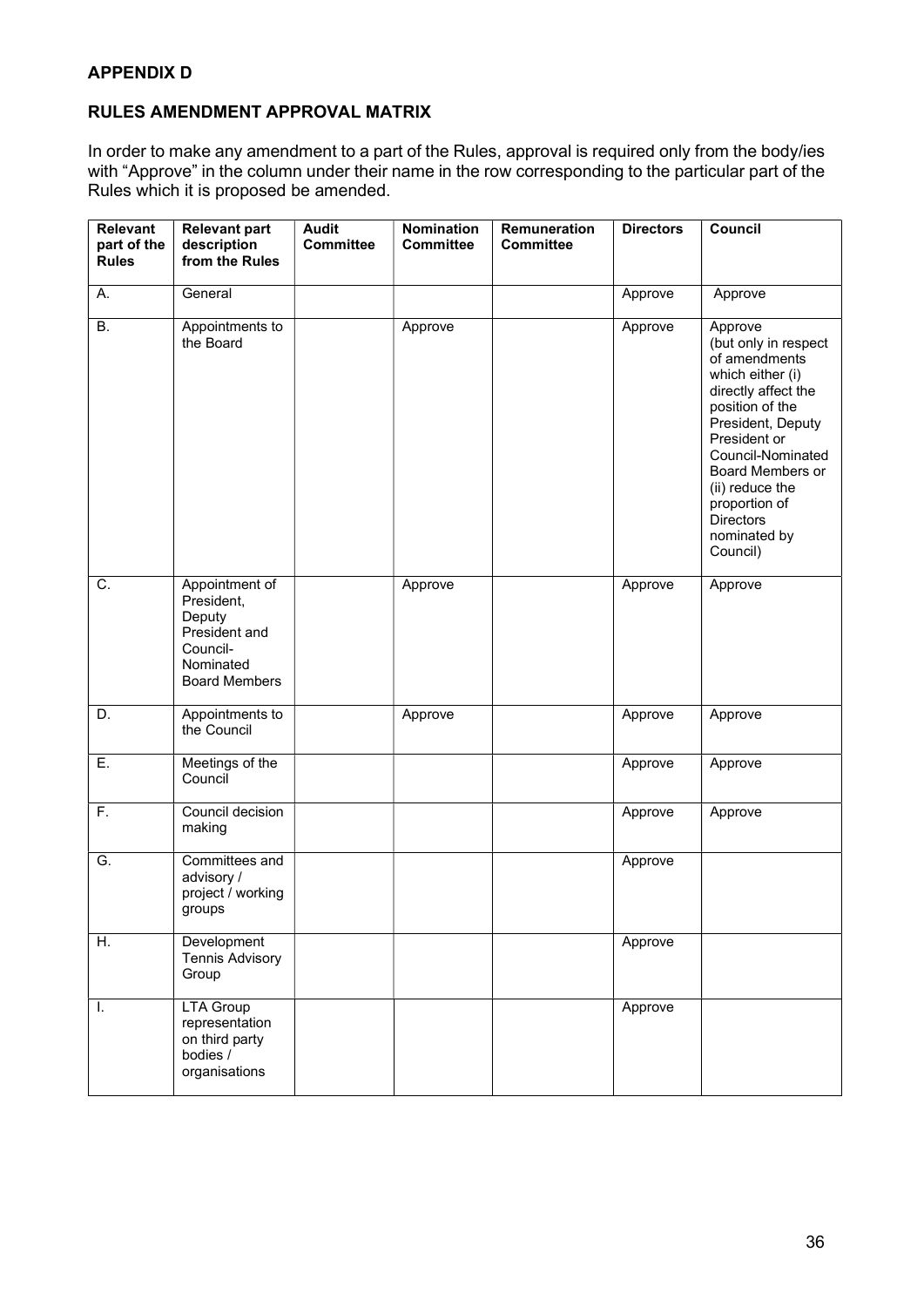**APPENDIX D**

**RULES AMENDMENT APPROVAL MATRIX**

In order to make any amendment to a part of the Rules, approval is required only from the body/ies with "Approve" in the column under their name in the row corresponding to the particular part of the Rules which it is proposed be amended.

| Relevant part of the Rules | Relevant part description from the Rules | Audit Committee | Nomination Committee | Remuneration Committee | Directors | Council |
|---|---|---|---|---|---|---|
| A. | General | | | | Approve | Approve |
| B. | Appointments to the Board | | Approve | | Approve | Approve (but only in respect of amendments which either (i) directly affect the position of the President, Deputy President or Council-Nominated Board Members or (ii) reduce the proportion of Directors nominated by Council) |
| C. | Appointment of President, Deputy President and Council-Nominated Board Members | | Approve | | Approve | Approve |
| D. | Appointments to the Council | | Approve | | Approve | Approve |
| E. | Meetings of the Council | | | | Approve | Approve |
| F. | Council decision making | | | | Approve | Approve |
| G. | Committees and advisory / project / working groups | | | | Approve | |
| H. | Development Tennis Advisory Group | | | | Approve | |
| I. | LTA Group representation on third party bodies / organisations | | | | Approve | |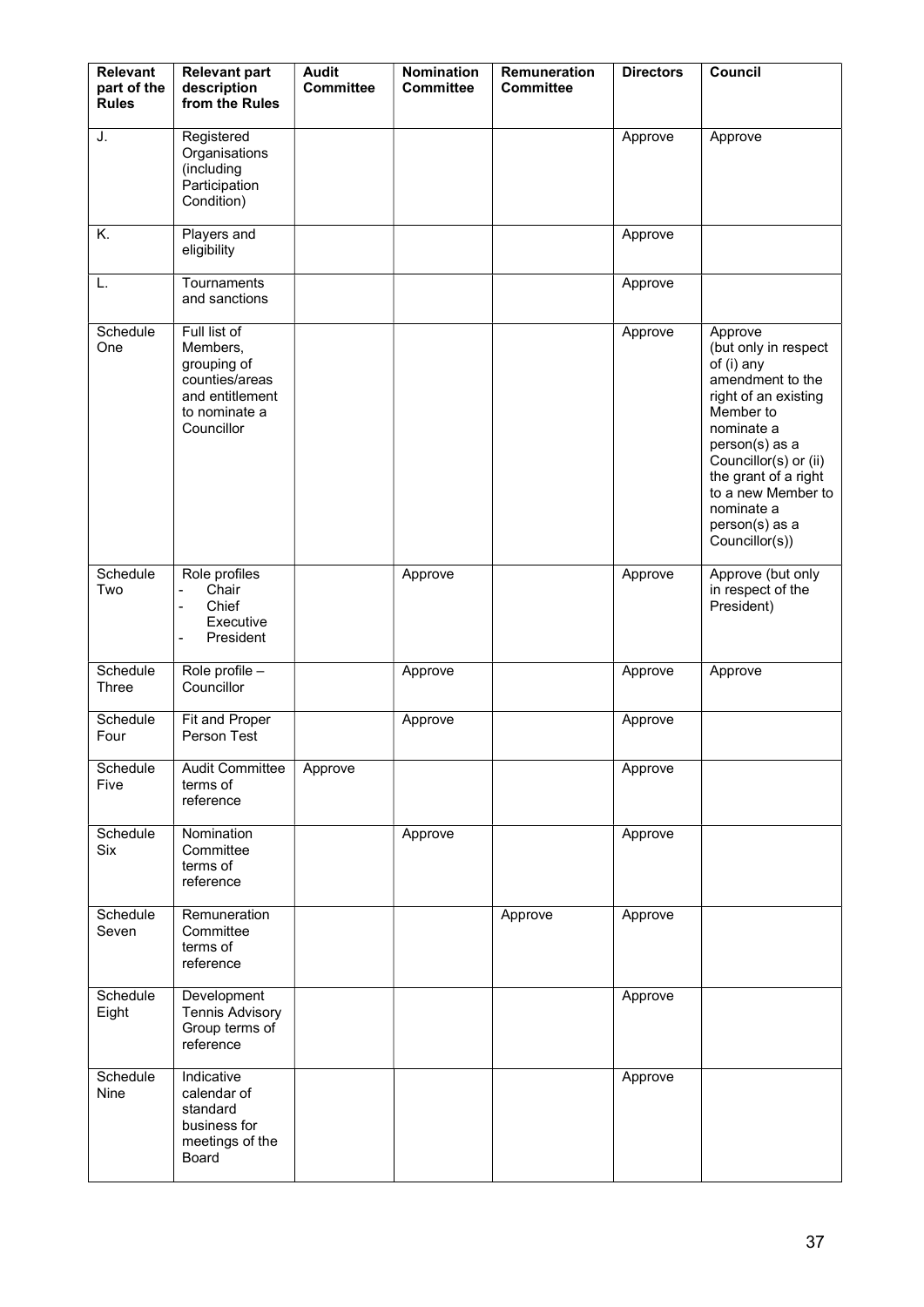| Relevant part of the Rules | Relevant part description from the Rules | Audit Committee | Nomination Committee | Remuneration Committee | Directors | Council |
|---|---|---|---|---|---|---|
| J. | Registered Organisations (including Participation Condition) | | | | Approve | Approve |
| K. | Players and eligibility | | | | Approve | |
| L. | Tournaments and sanctions | | | | Approve | |
| Schedule One | Full list of Members, grouping of counties/areas and entitlement to nominate a Councillor | | | | Approve | Approve (but only in respect of (i) any amendment to the right of an existing Member to nominate a person(s) as a Councillor(s) or (ii) the grant of a right to a new Member to nominate a person(s) as a Councillor(s)) |
| Schedule Two | Role profiles<br>- Chair<br>- Chief Executive<br>- President | | Approve | | Approve | Approve (but only in respect of the President) |
| Schedule Three | Role profile – Councillor | | Approve | | Approve | Approve |
| Schedule Four | Fit and Proper Person Test | | Approve | | Approve | |
| Schedule Five | Audit Committee terms of reference | Approve | | | Approve | |
| Schedule Six | Nomination Committee terms of reference | | Approve | | Approve | |
| Schedule Seven | Remuneration Committee terms of reference | | | Approve | Approve | |
| Schedule Eight | Development Tennis Advisory Group terms of reference | | | | Approve | |
| Schedule Nine | Indicative calendar of standard business for meetings of the Board | | | | Approve | |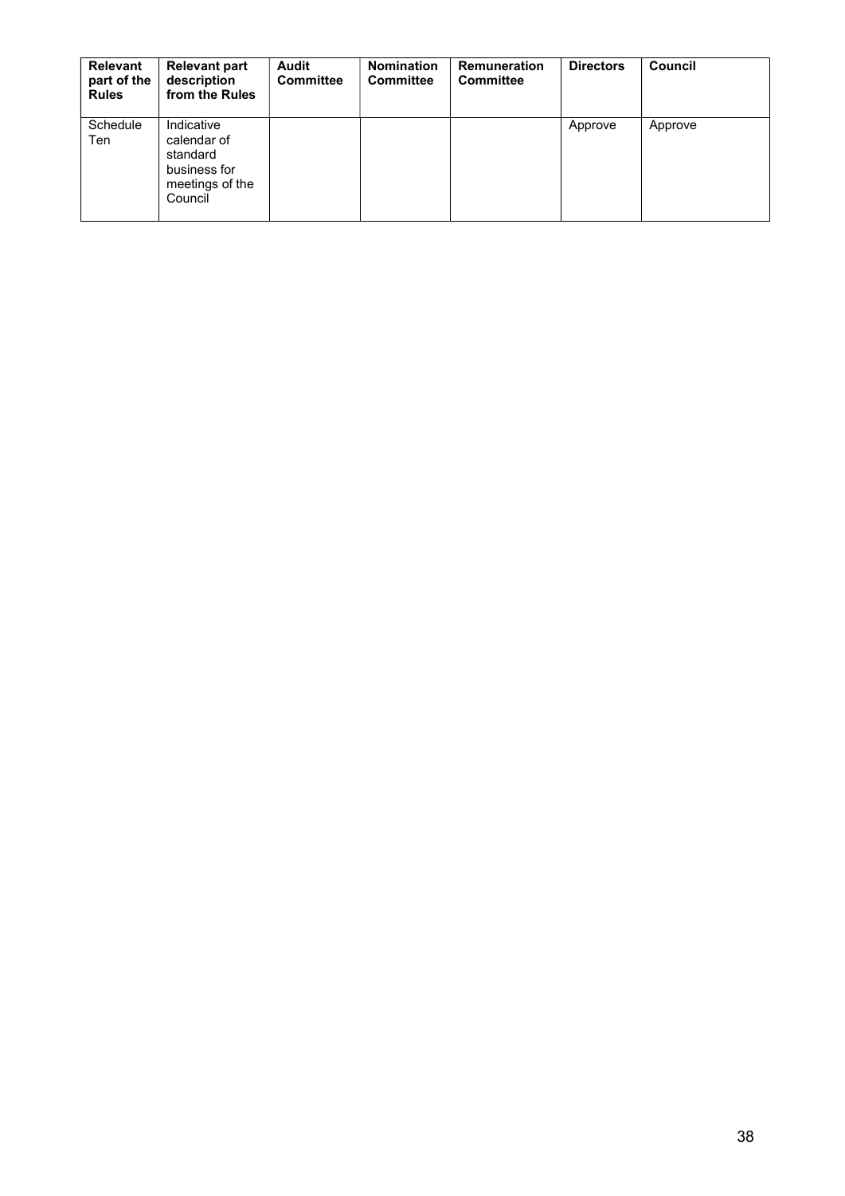| Relevant part of the Rules | Relevant part description from the Rules | Audit Committee | Nomination Committee | Remuneration Committee | Directors | Council |
|---|---|---|---|---|---|---|
| Schedule Ten | Indicative calendar of standard business for meetings of the Council | | | | Approve | Approve |